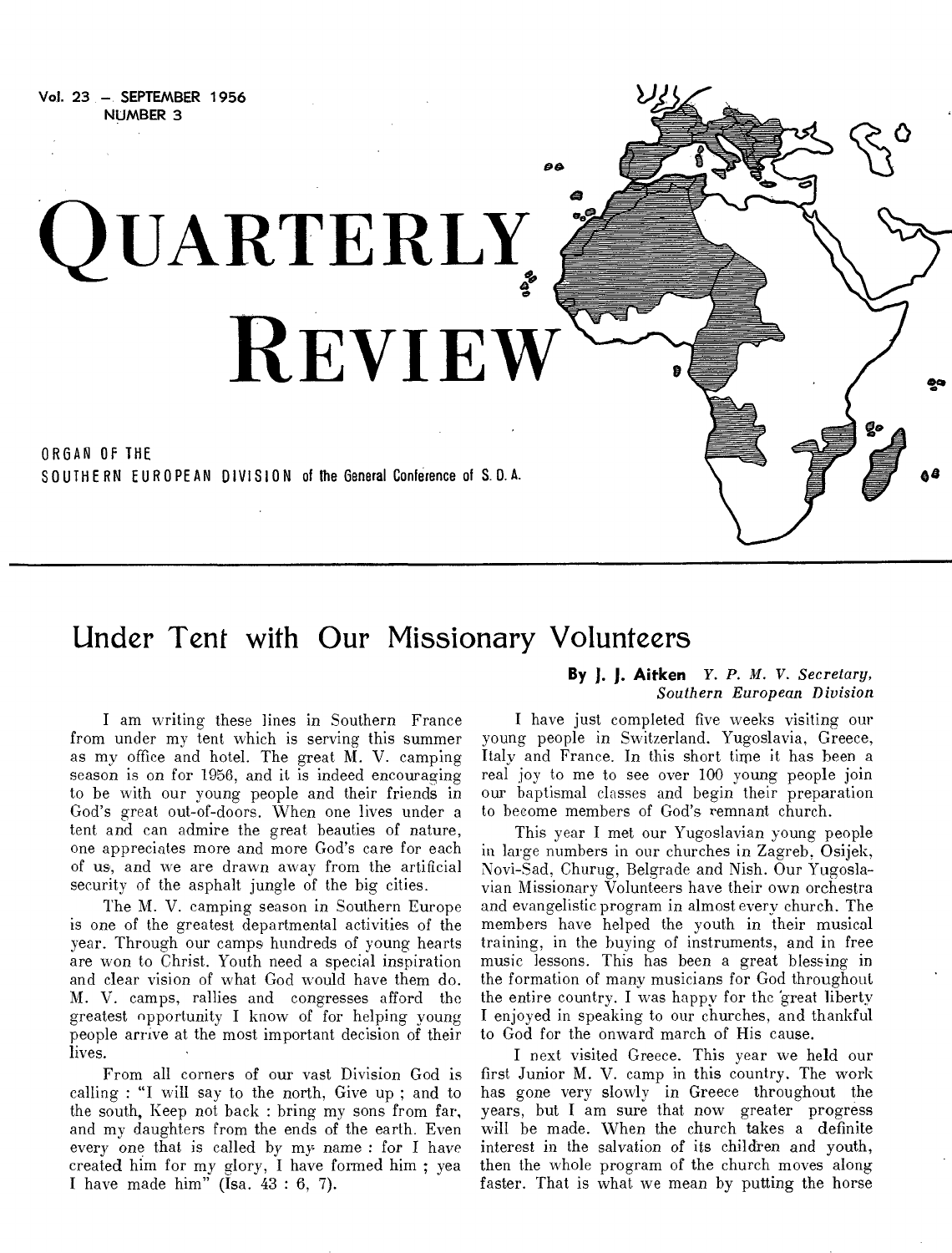Vol. 23 — SEPTEMBER 1956
NUMBER 3

# QUARTERLY REVIEW

ORGAN OF THE
SOUTHERN EUROPEAN DIVISION of the General Conference of S. D. A.

## Under Tent with Our Missionary Volunteers

**By J. J. Aitken** *Y. P. M. V. Secretary, Southern European Division*

I am writing these lines in Southern France from under my tent which is serving this summer as my office and hotel. The great M. V. camping season is on for 1956, and it is indeed encouraging to be with our young people and their friends in God's great out-of-doors. When one lives under a tent and can admire the great beauties of nature, one appreciates more and more God's care for each of us, and we are drawn away from the artificial security of the asphalt jungle of the big cities.

The M. V. camping season in Southern Europe is one of the greatest departmental activities of the year. Through our camps hundreds of young hearts are won to Christ. Youth need a special inspiration and clear vision of what God would have them do. M. V. camps, rallies and congresses afford the greatest opportunity I know of for helping young people arrive at the most important decision of their lives.

From all corners of our vast Division God is calling : "I will say to the north, Give up ; and to the south, Keep not back : bring my sons from far, and my daughters from the ends of the earth. Even every one that is called by my name : for I have created him for my glory, I have formed him ; yea I have made him" (Isa. 43 : 6, 7).

I have just completed five weeks visiting our young people in Switzerland. Yugoslavia, Greece, Italy and France. In this short time it has been a real joy to me to see over 100 young people join our baptismal classes and begin their preparation to become members of God's remnant church.

This year I met our Yugoslavian young people in large numbers in our churches in Zagreb, Osijek, Novi-Sad, Churug, Belgrade and Nish. Our Yugoslavian Missionary Volunteers have their own orchestra and evangelistic program in almost every church. The members have helped the youth in their musical training, in the buying of instruments, and in free music lessons. This has been a great blessing in the formation of many musicians for God throughout the entire country. I was happy for the great liberty I enjoyed in speaking to our churches, and thankful to God for the onward march of His cause.

I next visited Greece. This year we held our first Junior M. V. camp in this country. The work has gone very slowly in Greece throughout the years, but I am sure that now greater progress will be made. When the church takes a definite interest in the salvation of its children and youth, then the whole program of the church moves along faster. That is what we mean by putting the horse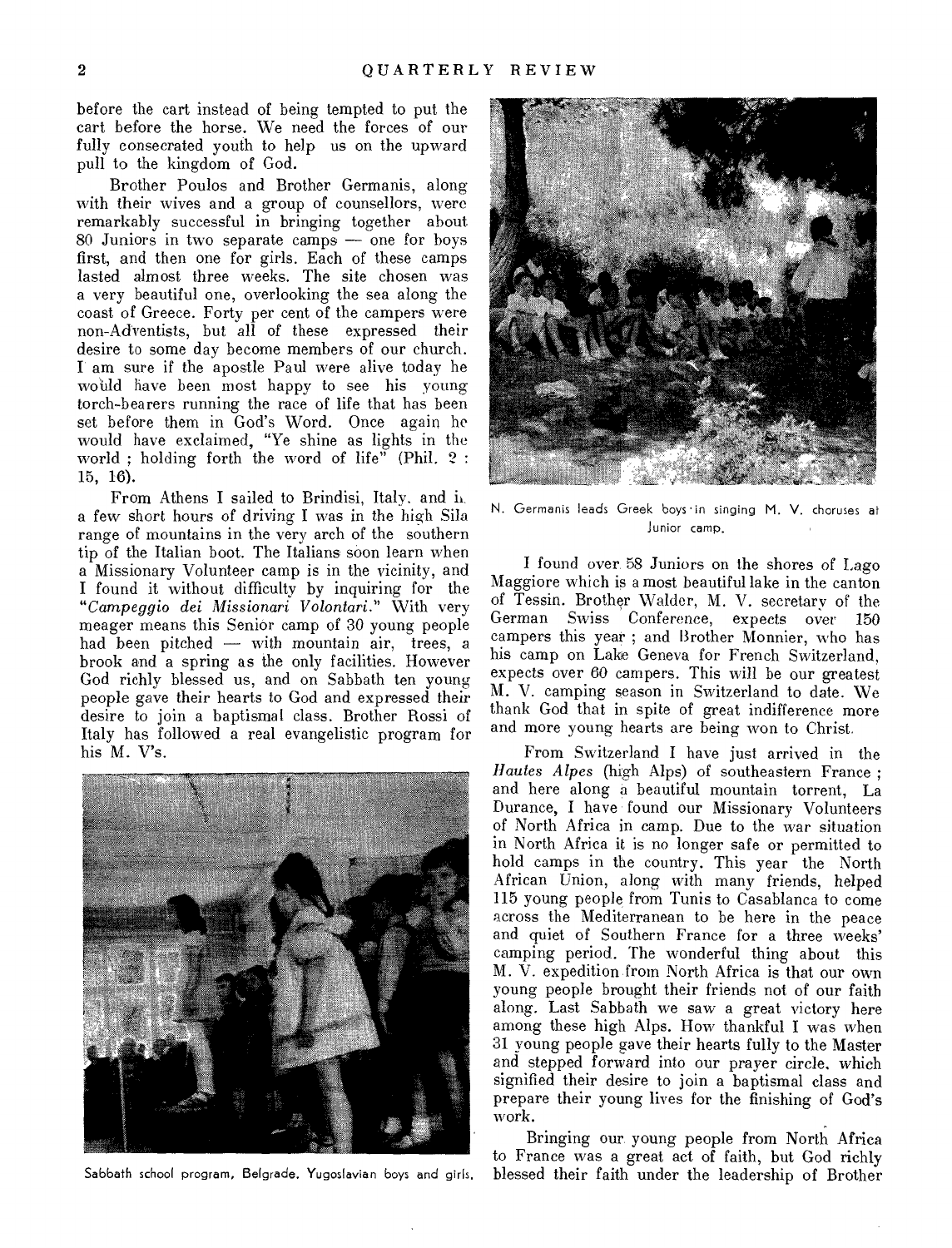before the cart instead of being tempted to put the cart before the horse. We need the forces of our fully consecrated youth to help us on the upward pull to the kingdom of God.

Brother Poulos and Brother Germanis, along with their wives and a group of counsellors, were remarkably successful in bringing together about 80 Juniors in two separate camps — one for boys first, and then one for girls. Each of these camps lasted almost three weeks. The site chosen was a very beautiful one, overlooking the sea along the coast of Greece. Forty per cent of the campers were non-Adventists, but all of these expressed their desire to some day become members of our church. I am sure if the apostle Paul were alive today he would have been most happy to see his young torch-bearers running the race of life that has been set before them in God's Word. Once again he would have exclaimed, "Ye shine as lights in the world ; holding forth the word of life" (Phil. 2 : 15, 16).

From Athens I sailed to Brindisi, Italy, and in a few short hours of driving I was in the high Sila range of mountains in the very arch of the southern tip of the Italian boot. The Italians soon learn when a Missionary Volunteer camp is in the vicinity, and I found it without difficulty by inquiring for the "*Campeggio dei Missionari Volontari*." With very meager means this Senior camp of 30 young people had been pitched — with mountain air, trees, a brook and a spring as the only facilities. However God richly blessed us, and on Sabbath ten young people gave their hearts to God and expressed their desire to join a baptismal class. Brother Rossi of Italy has followed a real evangelistic program for his M. V's.

Sabbath school program, Belgrade. Yugoslavian boys and girls.

N. Germanis leads Greek boys in singing M. V. choruses at Junior camp.

I found over 58 Juniors on the shores of Lago Maggiore which is a most beautiful lake in the canton of Tessin. Brother Walder, M. V. secretary of the German Swiss Conference, expects over 150 campers this year ; and Brother Monnier, who has his camp on Lake Geneva for French Switzerland, expects over 60 campers. This will be our greatest M. V. camping season in Switzerland to date. We thank God that in spite of great indifference more and more young hearts are being won to Christ.

From Switzerland I have just arrived in the *Hautes Alpes* (high Alps) of southeastern France ; and here along a beautiful mountain torrent, La Durance, I have found our Missionary Volunteers of North Africa in camp. Due to the war situation in North Africa it is no longer safe or permitted to hold camps in the country. This year the North African Union, along with many friends, helped 115 young people from Tunis to Casablanca to come across the Mediterranean to be here in the peace and quiet of Southern France for a three weeks' camping period. The wonderful thing about this M. V. expedition from North Africa is that our own young people brought their friends not of our faith along. Last Sabbath we saw a great victory here among these high Alps. How thankful I was when 31 young people gave their hearts fully to the Master and stepped forward into our prayer circle, which signified their desire to join a baptismal class and prepare their young lives for the finishing of God's work.

Bringing our young people from North Africa to France was a great act of faith, but God richly blessed their faith under the leadership of Brother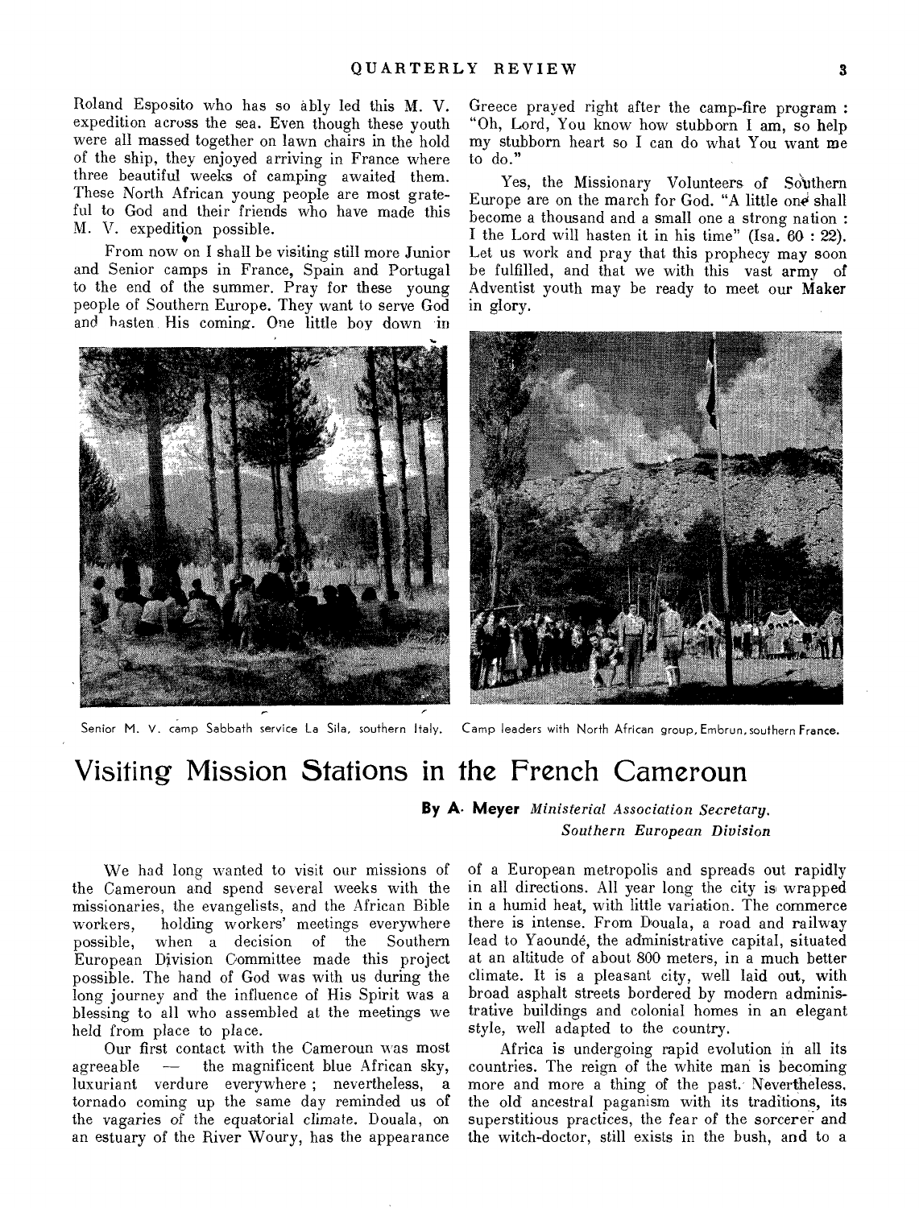Roland Esposito who has so ably led this M. V. expedition across the sea. Even though these youth were all massed together on lawn chairs in the hold of the ship, they enjoyed arriving in France where three beautiful weeks of camping awaited them. These North African young people are most grateful to God and their friends who have made this M. V. expedition possible.

From now on I shall be visiting still more Junior and Senior camps in France, Spain and Portugal to the end of the summer. Pray for these young people of Southern Europe. They want to serve God and hasten His coming. One little boy down in Greece prayed right after the camp-fire program : "Oh, Lord, You know how stubborn I am, so help my stubborn heart so I can do what You want me to do."

Yes, the Missionary Volunteers of Southern Europe are on the march for God. "A little one shall become a thousand and a small one a strong nation : I the Lord will hasten it in his time" (Isa. 60 : 22). Let us work and pray that this prophecy may soon be fulfilled, and that we with this vast army of Adventist youth may be ready to meet our Maker in glory.

Senior M. V. camp Sabbath service La Sila, southern Italy.

Camp leaders with North African group, Embrun, southern France.

# Visiting Mission Stations in the French Cameroun

**By A. Meyer** *Ministerial Association Secretary, Southern European Division*

We had long wanted to visit our missions of the Cameroun and spend several weeks with the missionaries, the evangelists, and the African Bible workers, holding workers' meetings everywhere possible, when a decision of the Southern European Division Committee made this project possible. The hand of God was with us during the long journey and the influence of His Spirit was a blessing to all who assembled at the meetings we held from place to place.

Our first contact with the Cameroun was most agreeable — the magnificent blue African sky, luxuriant verdure everywhere ; nevertheless, a tornado coming up the same day reminded us of the vagaries of the equatorial climate. Douala, on an estuary of the River Woury, has the appearance of a European metropolis and spreads out rapidly in all directions. All year long the city is wrapped in a humid heat, with little variation. The commerce there is intense. From Douala, a road and railway lead to Yaoundé, the administrative capital, situated at an altitude of about 800 meters, in a much better climate. It is a pleasant city, well laid out, with broad asphalt streets bordered by modern administrative buildings and colonial homes in an elegant style, well adapted to the country.

Africa is undergoing rapid evolution in all its countries. The reign of the white man is becoming more and more a thing of the past. Nevertheless, the old ancestral paganism with its traditions, its superstitious practices, the fear of the sorcerer and the witch-doctor, still exists in the bush, and to a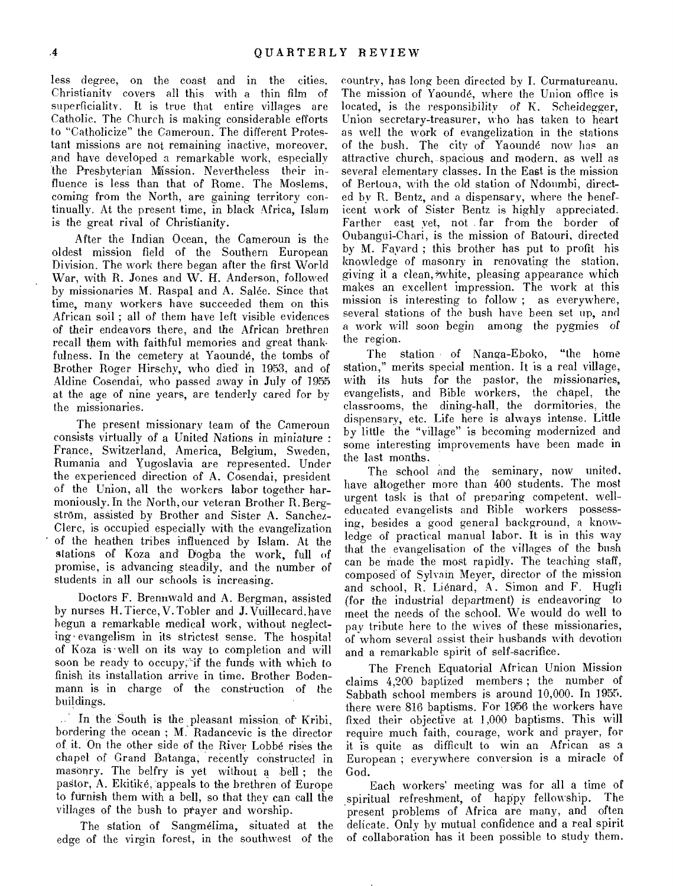less degree, on the coast and in the cities. Christianity covers all this with a thin film of superficiality. It is true that entire villages are Catholic. The Church is making considerable efforts to "Catholicize" the Cameroun. The different Protestant missions are not remaining inactive, moreover, and have developed a remarkable work, especially the Presbyterian Mission. Nevertheless their influence is less than that of Rome. The Moslems, coming from the North, are gaining territory continually. At the present time, in black Africa, Islam is the great rival of Christianity.

After the Indian Ocean, the Cameroun is the oldest mission field of the Southern European Division. The work there began after the first World War, with R. Jones and W. H. Anderson, followed by missionaries M. Raspal and A. Salée. Since that time, many workers have succeeded them on this African soil ; all of them have left visible evidences of their endeavors there, and the African brethren recall them with faithful memories and great thankfulness. In the cemetery at Yaoundé, the tombs of Brother Roger Hirschy, who died in 1953, and of Aldine Cosendai, who passed away in July of 1955 at the age of nine years, are tenderly cared for by the missionaries.

The present missionary team of the Cameroun consists virtually of a United Nations *in miniature* : France, Switzerland, America, Belgium, Sweden, Rumania and Yugoslavia are represented. Under the experienced direction of A. Cosendai, president of the Union, all the workers labor together harmoniously. In the North, our veteran Brother R. Bergström, assisted by Brother and Sister A. Sanchez-Clerc, is occupied especially with the evangelization of the heathen tribes influenced by Islam. At the stations of Koza and Dogba the work, full of promise, is advancing steadily, and the number of students in all our schools is increasing.

Doctors F. Brennwald and A. Bergman, assisted by nurses H. Tierce, V. Tobler and J. Vuillecard, have begun a remarkable medical work, without neglecting evangelism in its strictest sense. The hospital of Koza is well on its way to completion and will soon be ready to occupy, if the funds with which to finish its installation arrive in time. Brother Bodenmann is in charge of the construction of the buildings.

In the South is the pleasant mission of Kribi, bordering the ocean ; M. Radancevic is the director of it. On the other side of the River Lobbé rises the chapel of Grand Batanga, recently constructed in masonry. The belfry is yet without a bell ; the pastor, A. Ekitiké, appeals to the brethren of Europe to furnish them with a bell, so that they can call the villages of the bush to prayer and worship.

The station of Sangmélima, situated at the edge of the virgin forest, in the southwest of the country, has long been directed by I. Curmatureanu. The mission of Yaoundé, where the Union office is located, is the responsibility of K. Scheidegger, Union secretary-treasurer, who has taken to heart as well the work of evangelization in the stations of the bush. The city of Yaoundé now has an attractive church, spacious and modern, as well as several elementary classes. In the East is the mission of Bertoua, with the old station of Ndoumbi, directed by R. Bentz, and a dispensary, where the beneficent work of Sister Bentz is highly appreciated. Farther east yet, not far from the border of Oubangui-Chari, is the mission of Batouri, directed by M. Fayard ; this brother has put to profit his knowledge of masonry in renovating the station, giving it a clean, white, pleasing appearance which makes an excellent impression. The work at this mission is interesting to follow ; as everywhere, several stations of the bush have been set up, and a work will soon begin among the pygmies of the region.

The station of Nanga-Eboko, "the home station," merits special mention. It is a real village, with its huts for the pastor, the missionaries, evangelists, and Bible workers, the chapel, the classrooms, the dining-hall, the dormitories, the dispensary, etc. Life here is always intense. Little by little the "village" is becoming modernized and some interesting improvements have been made in the last months.

The school and the seminary, now united, have altogether more than 400 students. The most urgent task is that of preparing competent, well-educated evangelists and Bible workers possessing, besides a good general background, a knowledge of practical manual labor. It is in this way that the evangelisation of the villages of the bush can be made the most rapidly. The teaching staff, composed of Sylvain Meyer, director of the mission and school, R. Liénard, A. Simon and F. Hugli (for the industrial department) is endeavoring to meet the needs of the school. We would do well to pay tribute here to the wives of these missionaries, of whom several assist their husbands with devotion and a remarkable spirit of self-sacrifice.

The French Equatorial African Union Mission claims 4,200 baptized members ; the number of Sabbath school members is around 10,000. In 1955, there were 816 baptisms. For 1956 the workers have fixed their objective at 1,000 baptisms. This will require much faith, courage, work and prayer, for it is quite as difficult to win an African as a European ; everywhere conversion is a miracle of God.

Each workers' meeting was for all a time of spiritual refreshment, of happy fellowship. The present problems of Africa are many, and often delicate. Only by mutual confidence and a real spirit of collaboration has it been possible to study them.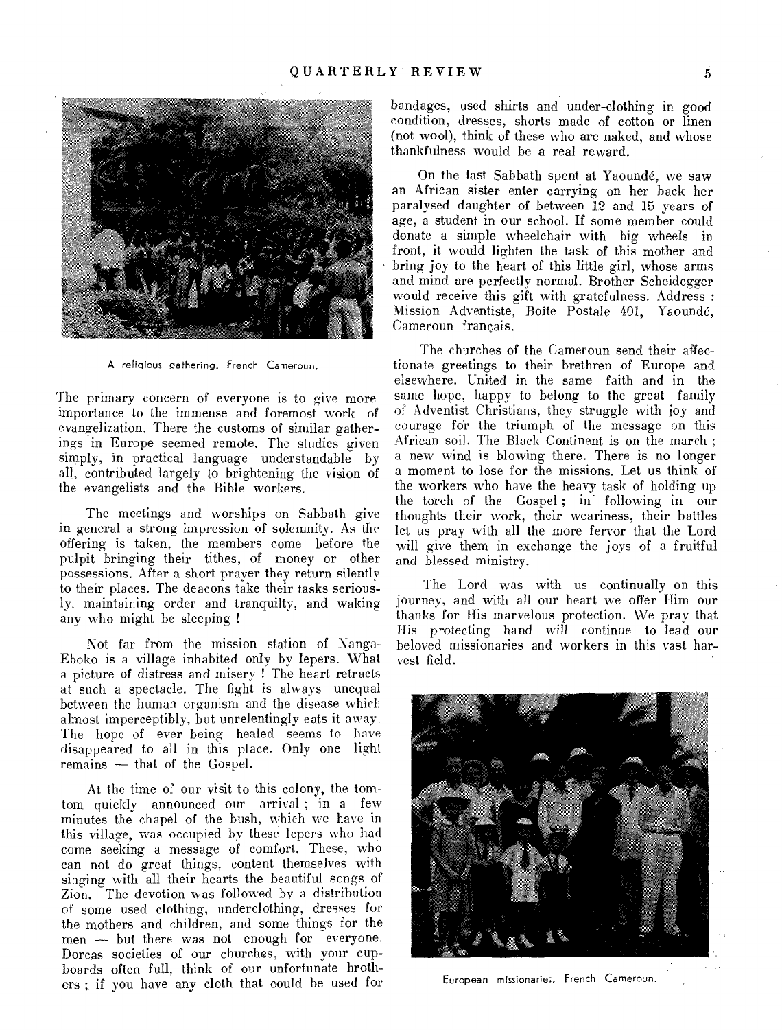A religious gathering, French Cameroun.

The primary concern of everyone is to give more importance to the immense and foremost work of evangelization. There the customs of similar gatherings in Europe seemed remote. The studies given simply, in practical language understandable by all, contributed largely to brightening the vision of the evangelists and the Bible workers.

The meetings and worships on Sabbath give in general a strong impression of solemnity. As the offering is taken, the members come before the pulpit bringing their tithes, of money or other possessions. After a short prayer they return silently to their places. The deacons take their tasks seriously, maintaining order and tranquilty, and waking any who might be sleeping !

Not far from the mission station of Nanga-Eboko is a village inhabited only by lepers. What a picture of distress and misery ! The heart retracts at such a spectacle. The fight is always unequal between the human organism and the disease which almost imperceptibly, but unrelentingly eats it away. The hope of ever being healed seems to have disappeared to all in this place. Only one light remains — that of the Gospel.

At the time of our visit to this colony, the tom-tom quickly announced our arrival ; in a few minutes the chapel of the bush, which we have in this village, was occupied by these lepers who had come seeking a message of comfort. These, who can not do great things, content themselves with singing with all their hearts the beautiful songs of Zion. The devotion was followed by a distribution of some used clothing, underclothing, dresses for the mothers and children, and some things for the men — but there was not enough for everyone. Dorcas societies of our churches, with your cupboards often full, think of our unfortunate brothers ; if you have any cloth that could be used for bandages, used shirts and under-clothing in good condition, dresses, shorts made of cotton or linen (not wool), think of these who are naked, and whose thankfulness would be a real reward.

On the last Sabbath spent at Yaoundé, we saw an African sister enter carrying on her back her paralysed daughter of between 12 and 15 years of age, a student in our school. If some member could donate a simple wheelchair with big wheels in front, it would lighten the task of this mother and bring joy to the heart of this little girl, whose arms and mind are perfectly normal. Brother Scheidegger would receive this gift with gratefulness. Address : Mission Adventiste, Boîte Postale 401, Yaoundé, Cameroun français.

The churches of the Cameroun send their affectionate greetings to their brethren of Europe and elsewhere. United in the same faith and in the same hope, happy to belong to the great family of Adventist Christians, they struggle with joy and courage for the triumph of the message on this African soil. The Black Continent is on the march ; a new wind is blowing there. There is no longer a moment to lose for the missions. Let us think of the workers who have the heavy task of holding up the torch of the Gospel ; in following in our thoughts their work, their weariness, their battles let us pray with all the more fervor that the Lord will give them in exchange the joys of a fruitful and blessed ministry.

The Lord was with us continually on this journey, and with all our heart we offer Him our thanks for His marvelous protection. We pray that His protecting hand will continue to lead our beloved missionaries and workers in this vast harvest field.

European missionaries, French Cameroun.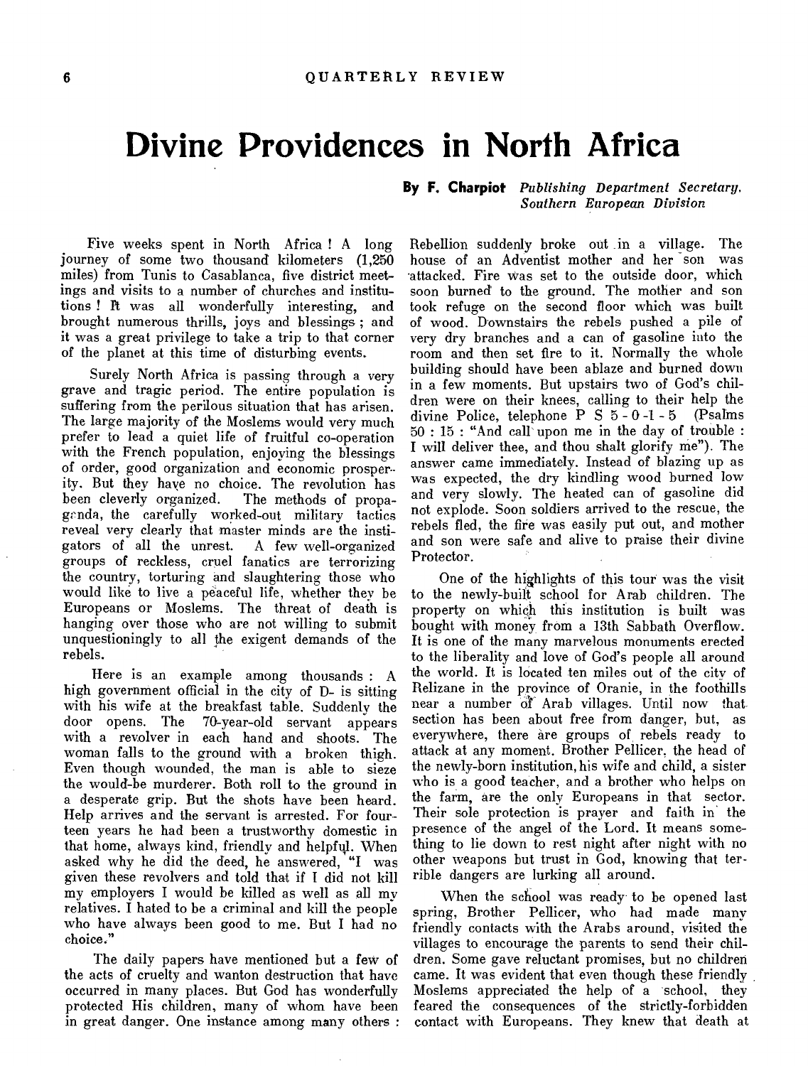# Divine Providences in North Africa

**By F. Charpiot** *Publishing Department Secretary, Southern European Division*

Five weeks spent in North Africa ! A long journey of some two thousand kilometers (1,250 miles) from Tunis to Casablanca, five district meetings and visits to a number of churches and institutions ! It was all wonderfully interesting, and brought numerous thrills, joys and blessings ; and it was a great privilege to take a trip to that corner of the planet at this time of disturbing events.

Surely North Africa is passing through a very grave and tragic period. The entire population is suffering from the perilous situation that has arisen. The large majority of the Moslems would very much prefer to lead a quiet life of fruitful co-operation with the French population, enjoying the blessings of order, good organization and economic prosperity. But they have no choice. The revolution has been cleverly organized. The methods of propaganda, the carefully worked-out military tactics reveal very clearly that master minds are the instigators of all the unrest. A few well-organized groups of reckless, cruel fanatics are terrorizing the country, torturing and slaughtering those who would like to live a peaceful life, whether they be Europeans or Moslems. The threat of death is hanging over those who are not willing to submit unquestioningly to all the exigent demands of the rebels.

Here is an example among thousands : A high government official in the city of D- is sitting with his wife at the breakfast table. Suddenly the door opens. The 70-year-old servant appears with a revolver in each hand and shoots. The woman falls to the ground with a broken thigh. Even though wounded, the man is able to sieze the would-be murderer. Both roll to the ground in a desperate grip. But the shots have been heard. Help arrives and the servant is arrested. For fourteen years he had been a trustworthy domestic in that home, always kind, friendly and helpful. When asked why he did the deed, he answered, "I was given these revolvers and told that if I did not kill my employers I would be killed as well as all my relatives. I hated to be a criminal and kill the people who have always been good to me. But I had no choice."

The daily papers have mentioned but a few of the acts of cruelty and wanton destruction that have occurred in many places. But God has wonderfully protected His children, many of whom have been in great danger. One instance among many others : Rebellion suddenly broke out in a village. The house of an Adventist mother and her son was attacked. Fire was set to the outside door, which soon burned to the ground. The mother and son took refuge on the second floor which was built of wood. Downstairs the rebels pushed a pile of very dry branches and a can of gasoline into the room and then set fire to it. Normally the whole building should have been ablaze and burned down in a few moments. But upstairs two of God's children were on their knees, calling to their help the divine Police, telephone P S 5-0-1-5 (Psalms 50 : 15 : "And call upon me in the day of trouble : I will deliver thee, and thou shalt glorify me"). The answer came immediately. Instead of blazing up as was expected, the dry kindling wood burned low and very slowly. The heated can of gasoline did not explode. Soon soldiers arrived to the rescue, the rebels fled, the fire was easily put out, and mother and son were safe and alive to praise their divine Protector.

One of the highlights of this tour was the visit to the newly-built school for Arab children. The property on which this institution is built was bought with money from a 13th Sabbath Overflow. It is one of the many marvelous monuments erected to the liberality and love of God's people all around the world. It is located ten miles out of the city of Relizane in the province of Oranie, in the foothills near a number of Arab villages. Until now that section has been about free from danger, but, as everywhere, there are groups of rebels ready to attack at any moment. Brother Pellicer, the head of the newly-born institution, his wife and child, a sister who is a good teacher, and a brother who helps on the farm, are the only Europeans in that sector. Their sole protection is prayer and faith in the presence of the angel of the Lord. It means something to lie down to rest night after night with no other weapons but trust in God, knowing that terrible dangers are lurking all around.

When the school was ready to be opened last spring, Brother Pellicer, who had made many friendly contacts with the Arabs around, visited the villages to encourage the parents to send their children. Some gave reluctant promises, but no children came. It was evident that even though these friendly Moslems appreciated the help of a school, they feared the consequences of the strictly-forbidden contact with Europeans. They knew that death at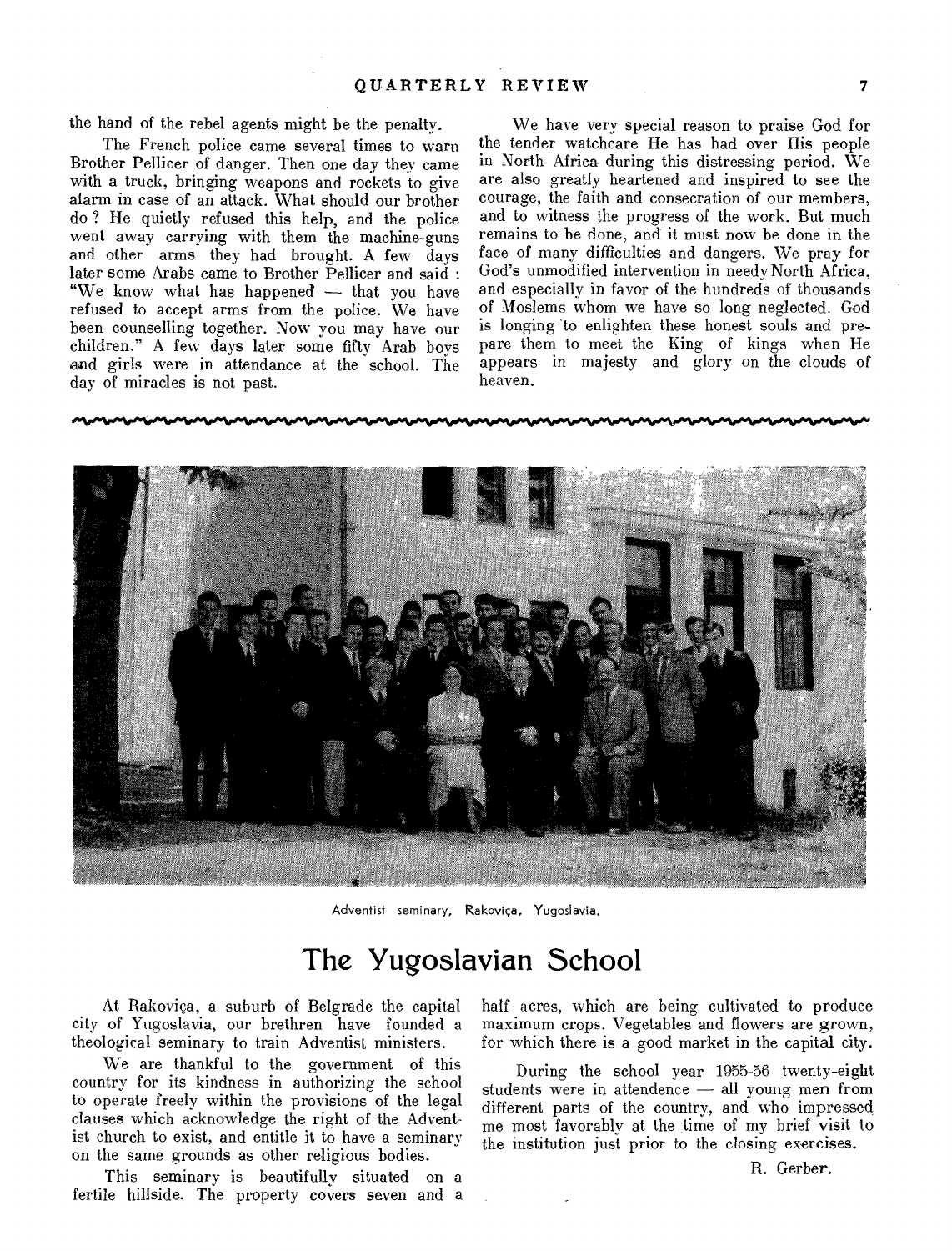the hand of the rebel agents might be the penalty.

The French police came several times to warn Brother Pellicer of danger. Then one day they came with a truck, bringing weapons and rockets to give alarm in case of an attack. What should our brother do ? He quietly refused this help, and the police went away carrying with them the machine-guns and other arms they had brought. A few days later some Arabs came to Brother Pellicer and said : "We know what has happened — that you have refused to accept arms from the police. We have been counselling together. Now you may have our children." A few days later some fifty Arab boys and girls were in attendance at the school. The day of miracles is not past.

We have very special reason to praise God for the tender watchcare He has had over His people in North Africa during this distressing period. We are also greatly heartened and inspired to see the courage, the faith and consecration of our members, and to witness the progress of the work. But much remains to be done, and it must now be done in the face of many difficulties and dangers. We pray for God's unmodified intervention in needy North Africa, and especially in favor of the hundreds of thousands of Moslems whom we have so long neglected. God is longing to enlighten these honest souls and prepare them to meet the King of kings when He appears in majesty and glory on the clouds of heaven.

Adventist seminary, Rakoviça, Yugoslavia.

# The Yugoslavian School

At Rakoviça, a suburb of Belgrade the capital city of Yugoslavia, our brethren have founded a theological seminary to train Adventist ministers.

We are thankful to the government of this country for its kindness in authorizing the school to operate freely within the provisions of the legal clauses which acknowledge the right of the Adventist church to exist, and entitle it to have a seminary on the same grounds as other religious bodies.

This seminary is beautifully situated on a fertile hillside. The property covers seven and a half acres, which are being cultivated to produce maximum crops. Vegetables and flowers are grown, for which there is a good market in the capital city.

During the school year 1955-56 twenty-eight students were in attendence — all young men from different parts of the country, and who impressed me most favorably at the time of my brief visit to the institution just prior to the closing exercises.

R. Gerber.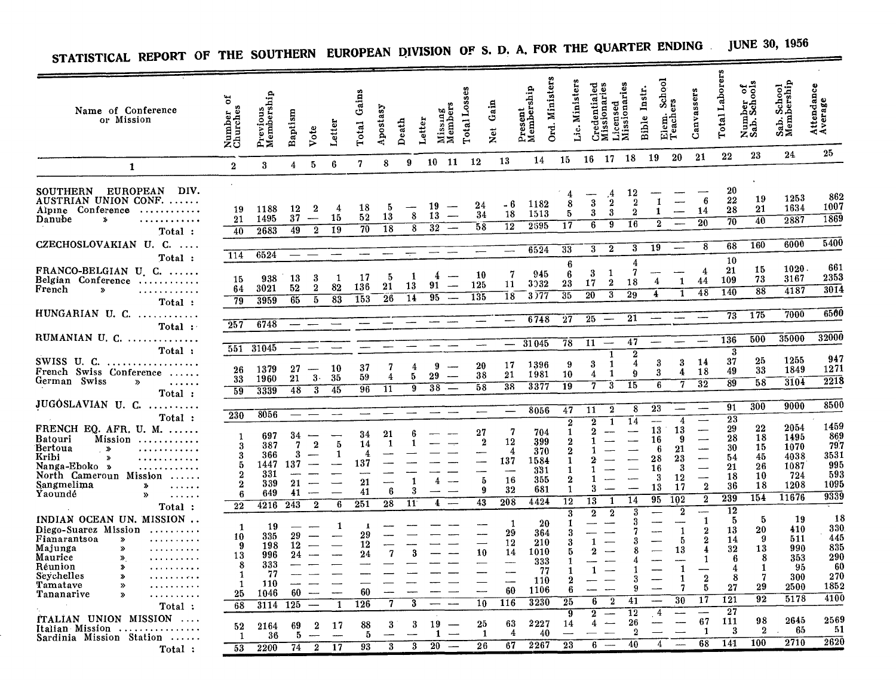# STATISTICAL REPORT OF THE SOUTHERN EUROPEAN DIVISION OF S. D. A. FOR THE QUARTER ENDING JUNE 30, 1956

| Name of Conference or Mission | Number of Churches | Previous Membership | Baptism | Vote | Letter | Total Gains | Apostasy | Death | Letter | Missing Members | Total Losses | Net Gain | Present Membership | Ord. Ministers | Lic. Ministers | Credentialed Missionaries | Licensed Missionaries | Bible Instr. | Elem. School Teachers | Canvassers | Total Laborers | Number of Sab. Schools | Sab. School Membership | Attendance Average |
|---|---|---|---|---|---|---|---|---|---|---|---|---|---|---|---|---|---|---|---|---|---|---|---|---|
| 1 | 2 | 3 | 4 | 5 | 6 | 7 | 8 | 9 | 10 | 11 | 12 | 13 | 14 | 15 | 16 | 17 | 18 | 19 | 20 | 21 | 22 | 23 | 24 | 25 |
| SOUTHERN EUROPEAN DIV. | | | | | | | | | | | | | | | | | | | | | | | | |
| AUSTRIAN UNION CONF. | | | | | | | | | | | | | | 4 | — | 4 | 12 | — | — | — | 20 | | | |
| Alpine Conference | 19 | 1188 | 12 | 2 | 4 | 18 | 5 | — | 19 | — | 24 | -6 | 1182 | 8 | 3 | 2 | 2 | 1 | — | 6 | 22 | 19 | 1253 | 862 |
| Danube » | 21 | 1495 | 37 | — | 15 | 52 | 13 | 8 | 13 | — | 34 | 18 | 1513 | 5 | 3 | 3 | 2 | 1 | — | 14 | 28 | 21 | 1634 | 1007 |
| Total : | 40 | 2683 | 49 | 2 | 19 | 70 | 18 | 8 | 32 | — | 58 | 12 | 2595 | 17 | 6 | 9 | 16 | 2 | — | 20 | 70 | 40 | 2887 | 1869 |
| CZECHOSLOVAKIAN U. C. | | | | | | | | | | | | | 6524 | 33 | 3 | 2 | 3 | 19 | — | 8 | 68 | 160 | 6000 | 5400 |
| Total : | 114 | 6524 | — | — | — | — | — | — | — | — | — | — | | | | | | | | | | | | |
| FRANCO-BELGIAN U. C. | | | | | | | | | | | | | | 6 | | | 4 | | | | 10 | | | |
| Belgian Conference | 15 | 938 | 13 | 3 | 1 | 17 | 5 | 1 | 4 | — | 10 | 7 | 945 | 6 | 3 | 1 | 7 | — | — | 4 | 21 | 15 | 1020 | 661 |
| French » | 64 | 3021 | 52 | 2 | 82 | 136 | 21 | 13 | 91 | — | 125 | 11 | 3032 | 23 | 17 | 2 | 18 | 4 | 1 | 44 | 109 | 73 | 3167 | 2353 |
| Total : | 79 | 3959 | 65 | 5 | 83 | 153 | 26 | 14 | 95 | — | 135 | 18 | 3977 | 35 | 20 | 3 | 29 | 4 | 1 | 48 | 140 | 88 | 4187 | 3014 |
| HUNGARIAN U. C. | | | | | | | | | | | | | 6748 | 27 | 25 | — | 21 | — | — | — | 73 | 175 | 7000 | 6560 |
| Total : | 257 | 6748 | — | — | — | — | — | — | — | — | — | — | | | | | | | | | | | | |
| RUMANIAN U. C. | | | | | | | | | | | | | 31045 | 78 | 11 | — | 47 | — | — | — | 136 | 500 | 35000 | 32000 |
| Total : | 551 | 31045 | — | — | — | — | — | — | — | — | — | — | | | | | | | | | | | | |
| SWISS U. C. | | | | | | | | | | | | | | | | 1 | 2 | | | | 3 | | | |
| French Swiss Conference | 26 | 1379 | 27 | — | 10 | 37 | 7 | 4 | 9 | — | 20 | 17 | 1396 | 9 | 3 | 1 | 4 | 3 | 3 | 14 | 37 | 25 | 1255 | 947 |
| German Swiss » | 33 | 1960 | 21 | 3 | 35 | 59 | 4 | 5 | 29 | — | 38 | 21 | 1981 | 10 | 4 | 1 | 9 | 3 | 4 | 18 | 49 | 33 | 1849 | 1271 |
| Total : | 59 | 3339 | 48 | 3 | 45 | 96 | 11 | 9 | 38 | — | 58 | 38 | 3377 | 19 | 7 | 3 | 15 | 6 | 7 | 32 | 89 | 58 | 3104 | 2218 |
| JUGOSLAVIAN U. C. | | | | | | | | | | | | | 8056 | 47 | 11 | 2 | 8 | 23 | — | — | 91 | 300 | 9000 | 8500 |
| Total : | 230 | 8056 | — | — | — | — | — | — | — | — | — | — | | | | | | | | | | | | |
| FRENCH EQ. AFR. U. M. | | | | | | | | | | | | | | 2 | 2 | 1 | 14 | — | 4 | — | 23 | | | |
| Batouri Mission | 1 | 697 | 34 | — | — | 34 | 21 | 6 | — | — | 27 | 7 | 704 | 1 | 2 | — | — | 13 | 13 | — | 29 | 22 | 2054 | 1459 |
| Bertoua » | 3 | 387 | 7 | 2 | 5 | 14 | 1 | 1 | — | — | 2 | 12 | 399 | 2 | 1 | — | — | 16 | 9 | — | 28 | 18 | 1495 | 869 |
| Kribi » | 3 | 366 | 3 | — | 1 | 4 | — | — | — | — | — | 4 | 370 | 2 | 1 | — | — | 6 | 21 | — | 30 | 15 | 1070 | 797 |
| Nanga-Eboko » | 5 | 1447 | 137 | — | — | 137 | — | — | — | — | — | 137 | 1584 | 1 | 2 | — | — | 28 | 23 | — | 54 | 45 | 4038 | 3531 |
| North Cameroun Mission | 2 | 331 | — | — | — | — | — | — | — | — | — | — | 331 | 1 | 1 | — | — | 16 | 3 | — | 21 | 26 | 1087 | 995 |
| Sangmelima » | 2 | 339 | 21 | — | — | 21 | — | 1 | 4 | — | 5 | 16 | 355 | 2 | 1 | — | — | 3 | 12 | — | 18 | 10 | 724 | 593 |
| Yaoundé » | 6 | 649 | 41 | — | — | 41 | 6 | 3 | — | — | 9 | 32 | 681 | 1 | 3 | — | — | 13 | 17 | 2 | 36 | 18 | 1208 | 1095 |
| Total : | 22 | 4216 | 243 | 2 | 6 | 251 | 28 | 11 | 4 | — | 43 | 208 | 4424 | 12 | 13 | 1 | 14 | 95 | 102 | 2 | 239 | 154 | 11676 | 9339 |
| INDIAN OCEAN UN. MISSION | | | | | | | | | | | | | | 3 | 2 | 2 | 3 | — | 2 | — | 12 | | | |
| Diego-Suarez Mission | 1 | 19 | — | — | 1 | 1 | — | — | — | — | — | 1 | 20 | 1 | — | — | 3 | — | — | 1 | 5 | 5 | 19 | 18 |
| Fianarantsoa » | 10 | 335 | 29 | — | — | 29 | — | — | — | — | — | 29 | 364 | 3 | — | — | 7 | — | 1 | 2 | 13 | 20 | 410 | 330 |
| Majunga » | 9 | 198 | 12 | — | — | 12 | — | — | — | — | — | 12 | 210 | 3 | 1 | — | 3 | — | 5 | 2 | 14 | 9 | 511 | 445 |
| Maurice » | 13 | 996 | 24 | — | — | 24 | 7 | 3 | — | — | 10 | 14 | 1010 | 5 | 2 | — | 8 | — | 13 | 4 | 32 | 13 | 990 | 835 |
| Réunion » | 8 | 333 | — | — | — | — | — | — | — | — | — | — | 333 | 1 | — | — | 4 | — | — | 1 | 6 | 8 | 353 | 290 |
| Seychelles » | 1 | 77 | — | — | — | — | — | — | — | — | — | — | 77 | 1 | 1 | — | 1 | — | 1 | — | 4 | 1 | 95 | 60 |
| Tamatave » | 1 | 110 | — | — | — | — | — | — | — | — | — | — | 110 | 2 | — | — | 3 | — | 1 | 2 | 8 | 7 | 300 | 270 |
| Tananarive » | 25 | 1046 | 60 | — | — | 60 | — | — | — | — | — | 60 | 1106 | 6 | — | — | 9 | — | 7 | 5 | 27 | 29 | 2500 | 1852 |
| Total : | 68 | 3114 | 125 | — | 1 | 126 | 7 | 3 | — | — | 10 | 116 | 3230 | 25 | 6 | 2 | 41 | — | 30 | 17 | 121 | 92 | 5178 | 4100 |
| ITALIAN UNION MISSION | | | | | | | | | | | | | | 9 | 2 | — | 12 | 4 | — | — | 27 | | | |
| Italian Mission | 52 | 2164 | 69 | 2 | 17 | 88 | 3 | 3 | 19 | — | 25 | 63 | 2227 | 14 | 4 | — | 26 | — | — | 67 | 111 | 98 | 2645 | 2569 |
| Sardinia Mission Station | 1 | 36 | 5 | — | — | 5 | — | — | 1 | — | 1 | 4 | 40 | — | — | — | 2 | — | — | 1 | 3 | 2 | 65 | 51 |
| Total : | 53 | 2200 | 74 | 2 | 17 | 93 | 3 | 3 | 20 | — | 26 | 67 | 2267 | 23 | 6 | — | 40 | 4 | — | 68 | 141 | 100 | 2710 | 2620 |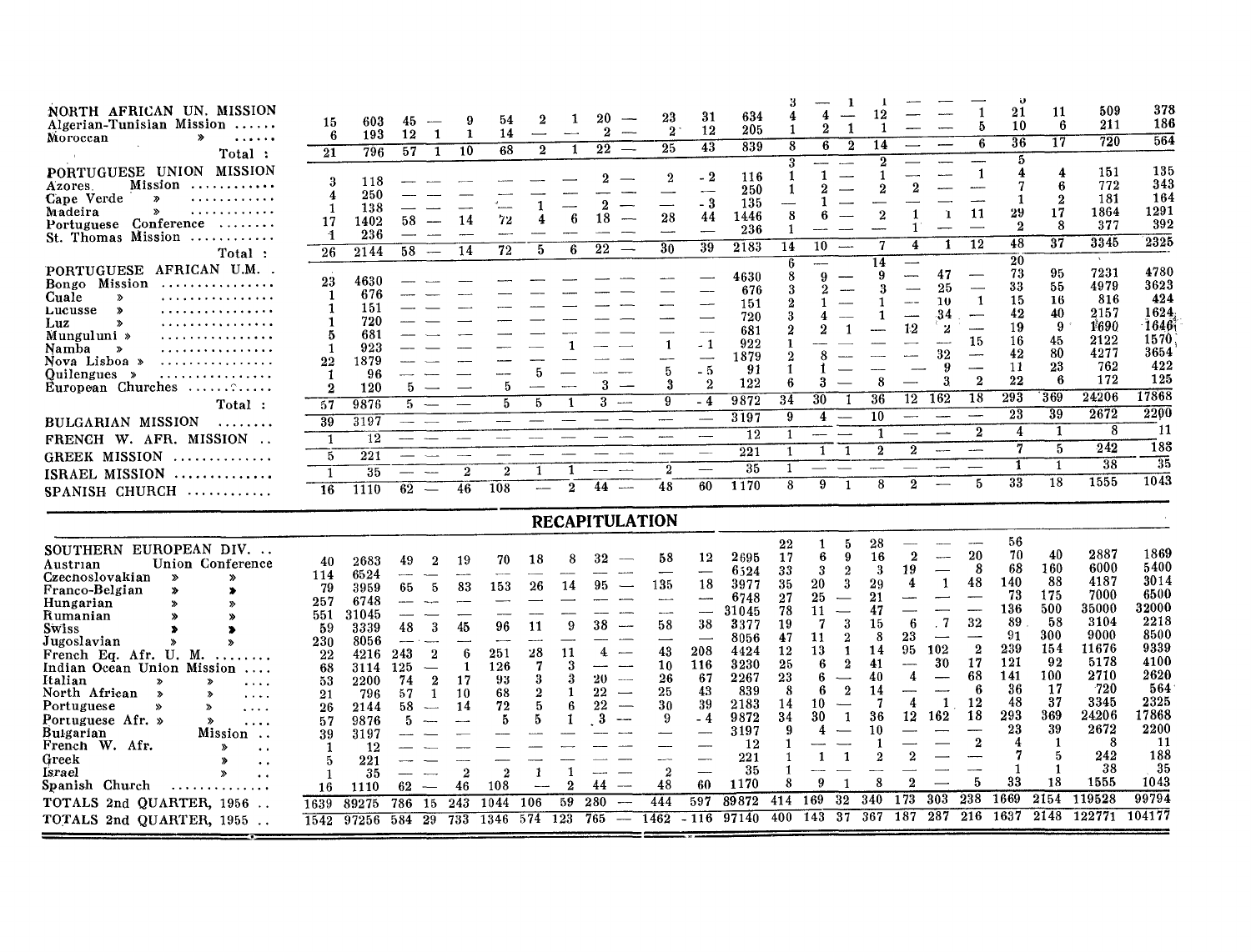| | | | | | | | | | | | | | | | | | | | | | | | | |
|---|---|---|---|---|---|---|---|---|---|---|---|---|---|---|---|---|---|---|---|---|---|---|---|---|
| NORTH AFRICAN UN. MISSION | | | | | | | | | | | | | 3 | — | 1 | 1 | — | — | — | 5 | | | | |
| Algerian-Tunisian Mission | 15 | 603 | 45 | — | 9 | 54 | 2 | 1 | 20 | — | 23 | 31 | 634 | 4 | 4 | — | 12 | — | — | 1 | 21 | 11 | 509 | 378 |
| Moroccan » | 6 | 193 | 12 | 1 | 1 | 14 | — | — | 2 | — | 2 | 12 | 205 | 1 | 2 | 1 | 1 | — | — | 5 | 10 | 6 | 211 | 186 |
| Total : | 21 | 796 | 57 | 1 | 10 | 68 | 2 | 1 | 22 | — | 25 | 43 | 839 | 8 | 6 | 2 | 14 | — | — | 6 | 36 | 17 | 720 | 564 |
| PORTUGUESE UNION MISSION | | | | | | | | | | | | | 3 | — | — | 2 | — | — | — | 5 | | | | |
| Azores Mission | 3 | 118 | — | — | — | — | — | — | 2 | — | 2 | -2 | 116 | 1 | 1 | — | 1 | — | — | 1 | 4 | 4 | 151 | 135 |
| Cape Verde » | 4 | 250 | — | — | — | — | — | — | — | — | — | — | 250 | 1 | 2 | — | 2 | 2 | — | — | 7 | 6 | 772 | 343 |
| Madeira » | 1 | 138 | — | — | — | — | 1 | — | 2 | — | — | -3 | 135 | — | 1 | — | — | — | — | — | 1 | 2 | 181 | 164 |
| Portuguese Conference | 17 | 1402 | 58 | — | 14 | 72 | 4 | 6 | 18 | — | 28 | 44 | 1446 | 8 | 6 | — | 2 | 1 | 1 | 11 | 29 | 17 | 1864 | 1291 |
| St. Thomas Mission | 1 | 236 | — | — | — | — | — | — | — | — | — | — | 236 | 1 | — | — | — | 1 | — | — | 2 | 8 | 377 | 392 |
| Total : | 26 | 2144 | 58 | — | 14 | 72 | 5 | 6 | 22 | — | 30 | 39 | 2183 | 14 | 10 | — | 7 | 4 | 1 | 12 | 48 | 37 | 3345 | 2325 |
| PORTUGUESE AFRICAN U.M. | | | | | | | | | | | | | 6 | — | — | 14 | — | | | 20 | | | | |
| Bongo Mission | 23 | 4630 | — | — | — | — | — | — | — | — | — | — | 4630 | 8 | 9 | — | 9 | — | 47 | — | 73 | 95 | 7231 | 4780 |
| Cuale » | 1 | 676 | — | — | — | — | — | — | — | — | — | — | 676 | 3 | 2 | — | 3 | — | 25 | — | 33 | 55 | 4979 | 3623 |
| Lucusse » | 1 | 151 | — | — | — | — | — | — | — | — | — | — | 151 | 2 | 1 | — | 1 | — | 10 | 1 | 15 | 16 | 816 | 424 |
| Luz » | 1 | 720 | — | — | — | — | — | — | — | — | — | — | 720 | 3 | 4 | — | 1 | — | 34 | — | 42 | 40 | 2157 | 1624 |
| Munguluni » | 5 | 681 | — | — | — | — | — | — | — | — | — | — | 681 | 2 | 2 | 1 | — | 12 | 2 | — | 19 | 9 | 1690 | 1646 |
| Namba » | 1 | 923 | — | — | — | — | — | 1 | — | — | 1 | -1 | 922 | 1 | — | — | — | — | — | 15 | 16 | 45 | 2122 | 1570 |
| Nova Lisboa » | 22 | 1879 | — | — | — | — | — | — | — | — | — | — | 1879 | 2 | 8 | — | — | — | 32 | — | 42 | 80 | 4277 | 3654 |
| Quilengues » | 1 | 96 | — | — | — | — | 5 | — | — | — | 5 | -5 | 91 | 1 | 1 | — | — | — | 9 | — | 11 | 23 | 762 | 422 |
| European Churches | 2 | 120 | 5 | — | — | 5 | — | — | 3 | — | 3 | 2 | 122 | 6 | 3 | — | 8 | — | 3 | 2 | 22 | 6 | 172 | 125 |
| Total : | 57 | 9876 | 5 | — | — | 5 | 5 | 1 | 3 | — | 9 | -4 | 9872 | 34 | 30 | 1 | 36 | 12 | 162 | 18 | 293 | 369 | 24206 | 17868 |
| BULGARIAN MISSION | 39 | 3197 | — | — | — | — | — | — | — | — | — | — | 3197 | 9 | 4 | — | 10 | — | — | — | 23 | 39 | 2672 | 2200 |
| FRENCH W. AFR. MISSION | 1 | 12 | — | — | — | — | — | — | — | — | — | — | 12 | 1 | — | — | 1 | — | — | 2 | 4 | 1 | 8 | 11 |
| GREEK MISSION | 5 | 221 | — | — | — | — | — | — | — | — | — | — | 221 | 1 | 1 | 1 | 2 | 2 | — | — | 7 | 5 | 242 | 188 |
| ISRAEL MISSION | 1 | 35 | — | — | 2 | 2 | 1 | 1 | — | — | 2 | — | 35 | 1 | — | — | — | — | — | — | 1 | 1 | 38 | 35 |
| SPANISH CHURCH | 16 | 1110 | 62 | — | 46 | 108 | — | 2 | 44 | — | 48 | 60 | 1170 | 8 | 9 | 1 | 8 | 2 | — | 5 | 33 | 18 | 1555 | 1043 |

## RECAPITULATION

| | | | | | | | | | | | | | | | | | | | | | | | | |
|---|---|---|---|---|---|---|---|---|---|---|---|---|---|---|---|---|---|---|---|---|---|---|---|---|
| SOUTHERN EUROPEAN DIV. | | | | | | | | | | | | | 22 | 1 | 5 | 28 | — | — | — | 56 | | | | |
| Austrian Union Conference | 40 | 2683 | 49 | 2 | 19 | 70 | 18 | 8 | 32 | — | 58 | 12 | 2695 | 17 | 6 | 9 | 16 | 2 | — | 20 | 70 | 40 | 2887 | 1869 |
| Czechoslovakian » » | 114 | 6524 | — | — | — | — | — | — | — | — | — | — | 6524 | 33 | 3 | 2 | 3 | 19 | — | 8 | 68 | 160 | 6000 | 5400 |
| Franco-Belgian » » | 79 | 3959 | 65 | 5 | 83 | 153 | 26 | 14 | 95 | — | 135 | 18 | 3977 | 35 | 20 | 3 | 29 | 4 | 1 | 48 | 140 | 88 | 4187 | 3014 |
| Hungarian » » | 257 | 6748 | — | — | — | — | — | — | — | — | — | — | 6748 | 27 | 25 | — | 21 | — | — | — | 73 | 175 | 7000 | 6500 |
| Rumanian » » | 551 | 31045 | — | — | — | — | — | — | — | — | — | — | 31045 | 78 | 11 | — | 47 | — | — | — | 136 | 500 | 35000 | 32000 |
| Swiss » » | 59 | 3339 | 48 | 3 | 45 | 96 | 11 | 9 | 38 | — | 58 | 38 | 3377 | 19 | 7 | 3 | 15 | 6 | 7 | 32 | 89 | 58 | 3104 | 2218 |
| Jugoslavian » » | 230 | 8056 | — | — | — | — | — | — | — | — | — | — | 8056 | 47 | 11 | 2 | 8 | 23 | — | — | 91 | 300 | 9000 | 8500 |
| French Eq. Afr. U. M. | 22 | 4216 | 243 | 2 | 6 | 251 | 28 | 11 | 4 | — | 43 | 208 | 4424 | 12 | 13 | 1 | 14 | 95 | 102 | 2 | 239 | 154 | 11676 | 9339 |
| Indian Ocean Union Mission | 68 | 3114 | 125 | — | 1 | 126 | 7 | 3 | — | — | 10 | 116 | 3230 | 25 | 6 | 2 | 41 | — | 30 | 17 | 121 | 92 | 5178 | 4100 |
| Italian » » | 53 | 2200 | 74 | 2 | 17 | 93 | 3 | 3 | 20 | — | 26 | 67 | 2267 | 23 | 6 | — | 40 | 4 | — | 68 | 141 | 100 | 2710 | 2620 |
| North African » » | 21 | 796 | 57 | 1 | 10 | 68 | 2 | 1 | 22 | — | 25 | 43 | 839 | 8 | 6 | 2 | 14 | — | — | 6 | 36 | 17 | 720 | 564 |
| Portuguese » » | 26 | 2144 | 58 | — | 14 | 72 | 5 | 6 | 22 | — | 30 | 39 | 2183 | 14 | 10 | — | 7 | 4 | 1 | 12 | 48 | 37 | 3345 | 2325 |
| Portuguese Afr. » » | 57 | 9876 | 5 | — | — | 5 | 5 | 1 | 3 | — | 9 | -4 | 9872 | 34 | 30 | 1 | 36 | 12 | 162 | 18 | 293 | 369 | 24206 | 17868 |
| Bulgarian Mission | 39 | 3197 | — | — | — | — | — | — | — | — | — | — | 3197 | 9 | 4 | — | 10 | — | — | — | 23 | 39 | 2672 | 2200 |
| French W. Afr. » | 1 | 12 | — | — | — | — | — | — | — | — | — | — | 12 | 1 | — | — | 1 | — | — | 2 | 4 | 1 | 8 | 11 |
| Greek » | 5 | 221 | — | — | — | — | — | — | — | — | — | — | 221 | 1 | 1 | 1 | 2 | 2 | — | — | 7 | 5 | 242 | 188 |
| Israel » | 1 | 35 | — | — | 2 | 2 | 1 | 1 | — | — | 2 | — | 35 | 1 | — | — | — | — | — | — | 1 | 1 | 38 | 35 |
| Spanish Church | 16 | 1110 | 62 | — | 46 | 108 | — | 2 | 44 | — | 48 | 60 | 1170 | 8 | 9 | 1 | 8 | 2 | — | 5 | 33 | 18 | 1555 | 1043 |
| TOTALS 2nd QUARTER, 1956 | 1639 | 89275 | 786 | 15 | 243 | 1044 | 106 | 59 | 280 | — | 444 | 597 | 89872 | 414 | 169 | 32 | 340 | 173 | 303 | 238 | 1669 | 2154 | 119528 | 99794 |
| TOTALS 2nd QUARTER, 1955 | 1542 | 97256 | 584 | 29 | 733 | 1346 | 574 | 123 | 765 | — | 1462 | -116 | 97140 | 400 | 143 | 37 | 367 | 187 | 287 | 216 | 1637 | 2148 | 122771 | 104177 |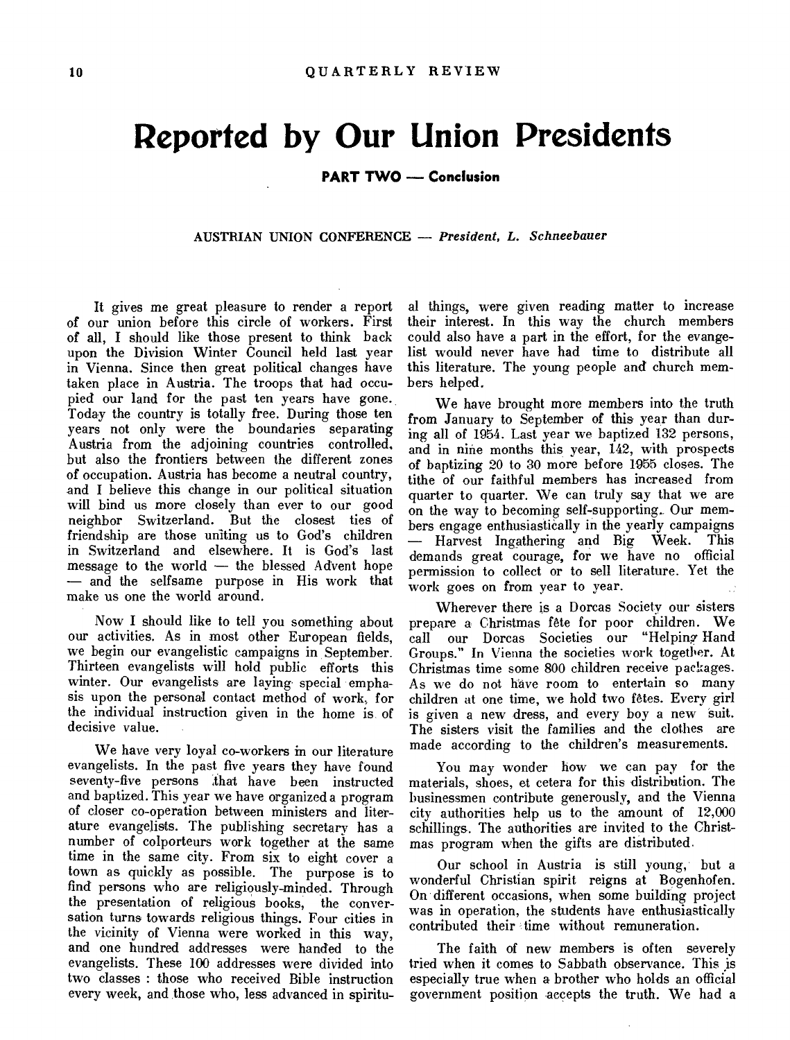# Reported by Our Union Presidents

## PART TWO — Conclusion

### AUSTRIAN UNION CONFERENCE — *President, L. Schneebauer*

It gives me great pleasure to render a report of our union before this circle of workers. First of all, I should like those present to think back upon the Division Winter Council held last year in Vienna. Since then great political changes have taken place in Austria. The troops that had occupied our land for the past ten years have gone. Today the country is totally free. During those ten years not only were the boundaries separating Austria from the adjoining countries controlled, but also the frontiers between the different zones of occupation. Austria has become a neutral country, and I believe this change in our political situation will bind us more closely than ever to our good neighbor Switzerland. But the closest ties of friendship are those uniting us to God's children in Switzerland and elsewhere. It is God's last message to the world — the blessed Advent hope — and the selfsame purpose in His work that make us one the world around.

Now I should like to tell you something about our activities. As in most other European fields, we begin our evangelistic campaigns in September. Thirteen evangelists will hold public efforts this winter. Our evangelists are laying special emphasis upon the personal contact method of work, for the individual instruction given in the home is of decisive value.

We have very loyal co-workers in our literature evangelists. In the past five years they have found seventy-five persons that have been instructed and baptized. This year we have organized a program of closer co-operation between ministers and literature evangelists. The publishing secretary has a number of colporteurs work together at the same time in the same city. From six to eight cover a town as quickly as possible. The purpose is to find persons who are religiously-minded. Through the presentation of religious books, the conversation turns towards religious things. Four cities in the vicinity of Vienna were worked in this way, and one hundred addresses were handed to the evangelists. These 100 addresses were divided into two classes : those who received Bible instruction every week, and those who, less advanced in spiritual things, were given reading matter to increase their interest. In this way the church members could also have a part in the effort, for the evangelist would never have had time to distribute all this literature. The young people and church members helped.

We have brought more members into the truth from January to September of this year than during all of 1954. Last year we baptized 132 persons, and in nine months this year, 142, with prospects of baptizing 20 to 30 more before 1955 closes. The tithe of our faithful members has increased from quarter to quarter. We can truly say that we are on the way to becoming self-supporting. Our members engage enthusiastically in the yearly campaigns — Harvest Ingathering and Big Week. This demands great courage, for we have no official permission to collect or to sell literature. Yet the work goes on from year to year.

Wherever there is a Dorcas Society our sisters prepare a Christmas fête for poor children. We call our Dorcas Societies our "Helping Hand Groups." In Vienna the societies work together. At Christmas time some 800 children receive packages. As we do not have room to entertain so many children at one time, we hold two fêtes. Every girl is given a new dress, and every boy a new suit. The sisters visit the families and the clothes are made according to the children's measurements.

You may wonder how we can pay for the materials, shoes, et cetera for this distribution. The businessmen contribute generously, and the Vienna city authorities help us to the amount of 12,000 schillings. The authorities are invited to the Christmas program when the gifts are distributed.

Our school in Austria is still young, but a wonderful Christian spirit reigns at Bogenhofen. On different occasions, when some building project was in operation, the students have enthusiastically contributed their time without remuneration.

The faith of new members is often severely tried when it comes to Sabbath observance. This is especially true when a brother who holds an official government position accepts the truth. We had a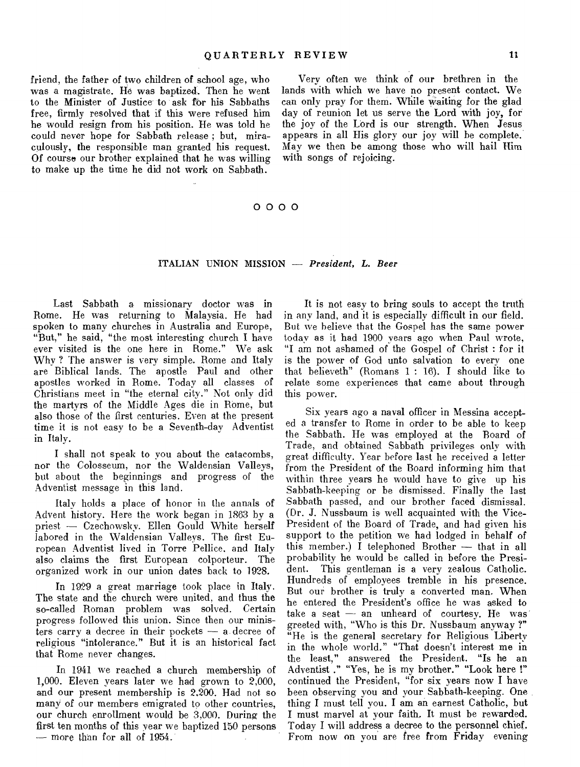friend, the father of two children of school age, who was a magistrate. He was baptized. Then he went to the Minister of Justice to ask for his Sabbaths free, firmly resolved that if this were refused him he would resign from his position. He was told he could never hope for Sabbath release ; but, miraculously, the responsible man granted his request. Of course our brother explained that he was willing to make up the time he did not work on Sabbath.

Very often we think of our brethren in the lands with which we have no present contact. We can only pray for them. While waiting for the glad day of reunion let us serve the Lord with joy, for the joy of the Lord is our strength. When Jesus appears in all His glory our joy will be complete. May we then be among those who will hail Him with songs of rejoicing.

O O O O

## ITALIAN UNION MISSION — *President, L. Beer*

Last Sabbath a missionary doctor was in Rome. He was returning to Malaysia. He had spoken to many churches in Australia and Europe, "But," he said, "the most interesting church I have ever visited is the one here in Rome." We ask Why ? The answer is very simple. Rome and Italy are Biblical lands. The apostle Paul and other apostles worked in Rome. Today all classes of Christians meet in "the eternal city." Not only did the martyrs of the Middle Ages die in Rome, but also those of the first centuries. Even at the present time it is not easy to be a Seventh-day Adventist in Italy.

I shall not speak to you about the catacombs, nor the Colosseum, nor the Waldensian Valleys, but about the beginnings and progress of the Adventist message in this land.

Italy holds a place of honor in the annals of Advent history. Here the work began in 1863 by a priest — Czechowsky. Ellen Gould White herself labored in the Waldensian Valleys. The first European Adventist lived in Torre Pellice, and Italy also claims the first European colporteur. The organized work in our union dates back to 1928.

In 1929 a great marriage took place in Italy. The state and the church were united, and thus the so-called Roman problem was solved. Certain progress followed this union. Since then our ministers carry a decree in their pockets — a decree of religious "intolerance." But it is an historical fact that Rome never changes.

In 1941 we reached a church membership of 1,000. Eleven years later we had grown to 2,000, and our present membership is 2,200. Had not so many of our members emigrated to other countries, our church enrollment would be 3,000. During the first ten months of this year we baptized 150 persons — more than for all of 1954.

It is not easy to bring souls to accept the truth in any land, and it is especially difficult in our field. But we believe that the Gospel has the same power today as it had 1900 years ago when Paul wrote, "I am not ashamed of the Gospel of Christ : for it is the power of God unto salvation to every one that believeth" (Romans 1 : 16). I should like to relate some experiences that came about through this power.

Six years ago a naval officer in Messina accepted a transfer to Rome in order to be able to keep the Sabbath. He was employed at the Board of Trade, and obtained Sabbath privileges only with great difficulty. Year before last he received a letter from the President of the Board informing him that within three years he would have to give up his Sabbath-keeping or be dismissed. Finally the last Sabbath passed, and our brother faced dismissal. (Dr. J. Nussbaum is well acquainted with the Vice-President of the Board of Trade, and had given his support to the petition we had lodged in behalf of this member.) I telephoned Brother — that in all probability he would be called in before the President. This gentleman is a very zealous Catholic. Hundreds of employees tremble in his presence. But our brother is truly a converted man. When he entered the President's office he was asked to take a seat — an unheard of courtesy. He was greeted with, "Who is this Dr. Nussbaum anyway ?" "He is the general secretary for Religious Liberty in the whole world." "That doesn't interest me in the least," answered the President. "Is he an Adventist ." "Yes, he is my brother." "Look here !" continued the President, "for six years now I have been observing you and your Sabbath-keeping. One thing I must tell you. I am an earnest Catholic, but I must marvel at your faith. It must be rewarded. Today I will address a decree to the personnel chief. From now on you are free from Friday evening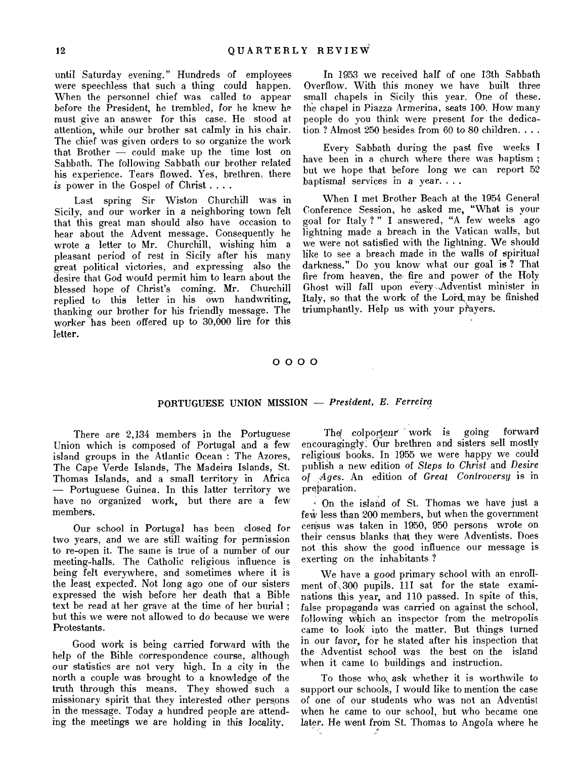until Saturday evening." Hundreds of employees were speechless that such a thing could happen. When the personnel chief was called to appear before the President, he trembled, for he knew he must give an answer for this case. He stood at attention, while our brother sat calmly in his chair. The chief was given orders to so organize the work that Brother — could make up the time lost on Sabbath. The following Sabbath our brother related his experience. Tears flowed. Yes, brethren, there *is* power in the Gospel of Christ . . . .

Last spring Sir Wiston Churchill was in Sicily, and our worker in a neighboring town felt that this great man should also have occasion to hear about the Advent message. Consequently he wrote a letter to Mr. Churchill, wishing him a pleasant period of rest in Sicily after his many great political victories, and expressing also the desire that God would permit him to learn about the blessed hope of Christ's coming. Mr. Churchill replied to this letter in his own handwriting, thanking our brother for his friendly message. The worker has been offered up to 30,000 lire for this letter.

In 1953 we received half of one 13th Sabbath Overflow. With this money we have built three small chapels in Sicily this year. One of these, the chapel in Piazza Armerina, seats 100. How many people do you think were present for the dedication ? Almost 250 besides from 60 to 80 children. . . .

Every Sabbath during the past five weeks I have been in a church where there was baptism ; but we hope that before long we can report 52 baptismal services in a year. . . .

When I met Brother Beach at the 1954 General Conference Session, he asked me, "What is your goal for Italy ? " I answered, "A few weeks ago lightning made a breach in the Vatican walls, but we were not satisfied with the lightning. We should like to see a breach made in the walls of spiritual darkness." Do you know what our goal is ? That fire from heaven, the fire and power of the Holy Ghost will fall upon every Adventist minister in Italy, so that the work of the Lord may be finished triumphantly. Help us with your prayers.

O O O O

## PORTUGUESE UNION MISSION — *President, E. Ferreira*

There are 2,134 members in the Portuguese Union which is composed of Portugal and a few island groups in the Atlantic Ocean : The Azores, The Cape Verde Islands, The Madeira Islands, St. Thomas Islands, and a small territory in Africa — Portuguese Guinea. In this latter territory we have no organized work, but there are a few members.

Our school in Portugal has been closed for two years, and we are still waiting for permission to re-open it. The same is true of a number of our meeting-halls. The Catholic religious influence is being felt everywhere, and sometimes where it is the least expected. Not long ago one of our sisters expressed the wish before her death that a Bible text be read at her grave at the time of her burial ; but this we were not allowed to do because we were Protestants.

Good work is being carried forward with the help of the Bible correspondence course, although our statistics are not very high. In a city in the north a couple was brought to a knowledge of the truth through this means. They showed such a missionary spirit that they interested other persons in the message. Today a hundred people are attending the meetings we are holding in this locality.

The colporteur work is going forward encouragingly. Our brethren and sisters sell mostly religious books. In 1955 we were happy we could publish a new edition of *Steps to Christ* and *Desire of Ages*. An edition of *Great Controversy* is in preparation.

On the island of St. Thomas we have just a few less than 200 members, but when the government census was taken in 1950, 950 persons wrote on their census blanks that they were Adventists. Does not this show the good influence our message is exerting on the inhabitants ?

We have a good primary school with an enrollment of 300 pupils. 111 sat for the state examinations this year, and 110 passed. In spite of this, false propaganda was carried on against the school, following which an inspector from the metropolis came to look into the matter. But things turned in our favor, for he stated after his inspection that the Adventist school was the best on the island when it came to buildings and instruction.

To those who ask whether it is worthwile to support our schools, I would like to mention the case of one of our students who was not an Adventist when he came to our school, but who became one later. He went from St. Thomas to Angola where he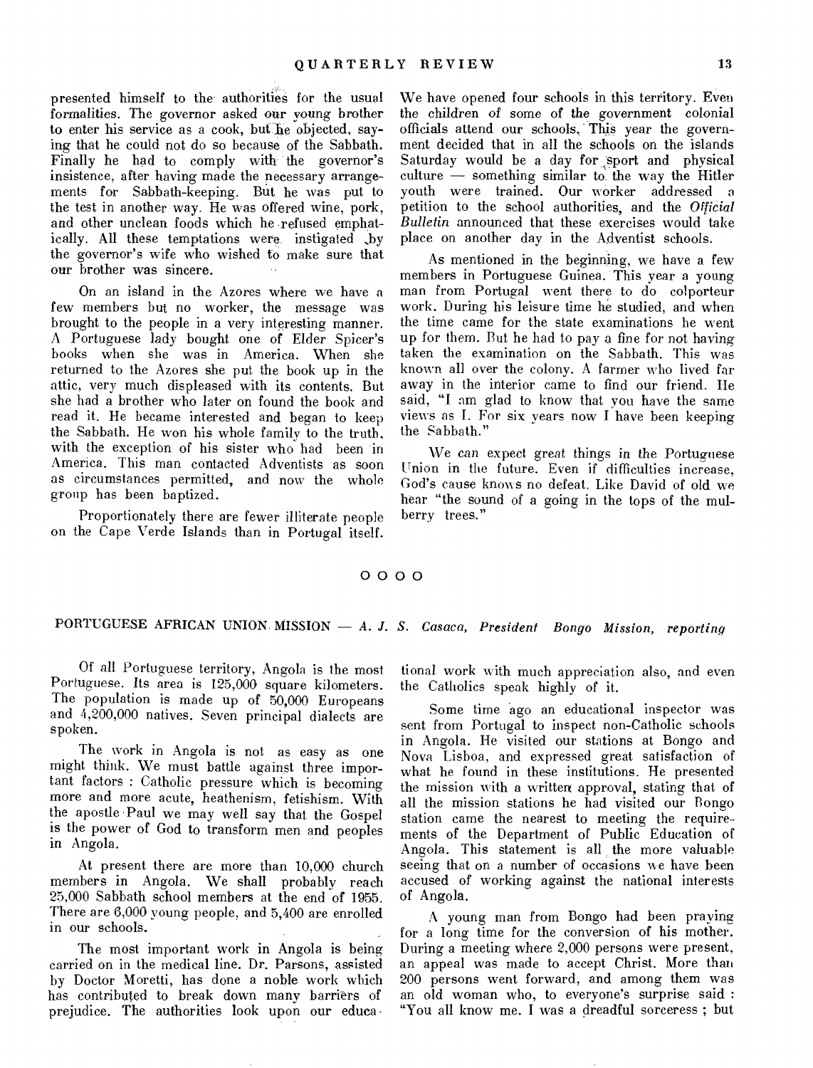presented himself to the authorities for the usual formalities. The governor asked our young brother to enter his service as a cook, but he objected, saying that he could not do so because of the Sabbath. Finally he had to comply with the governor's insistence, after having made the necessary arrangements for Sabbath-keeping. But he was put to the test in another way. He was offered wine, pork, and other unclean foods which he refused emphatically. All these temptations were instigated by the governor's wife who wished to make sure that our brother was sincere.

On an island in the Azores where we have a few members but no worker, the message was brought to the people in a very interesting manner. A Portuguese lady bought one of Elder Spicer's books when she was in America. When she returned to the Azores she put the book up in the attic, very much displeased with its contents. But she had a brother who later on found the book and read it. He became interested and began to keep the Sabbath. He won his whole family to the truth, with the exception of his sister who had been in America. This man contacted Adventists as soon as circumstances permitted, and now the whole group has been baptized.

Proportionately there are fewer illiterate people on the Cape Verde Islands than in Portugal itself. We have opened four schools in this territory. Even the children of some of the government colonial officials attend our schools. This year the government decided that in all the schools on the islands Saturday would be a day for sport and physical culture — something similar to the way the Hitler youth were trained. Our worker addressed a petition to the school authorities, and the *Official Bulletin* announced that these exercises would take place on another day in the Adventist schools.

As mentioned in the beginning, we have a few members in Portuguese Guinea. This year a young man from Portugal went there to do colporteur work. During his leisure time he studied, and when the time came for the state examinations he went up for them. But he had to pay a fine for not having taken the examination on the Sabbath. This was known all over the colony. A farmer who lived far away in the interior came to find our friend. He said, "I am glad to know that you have the same views as I. For six years now I have been keeping the Sabbath."

We can expect great things in the Portuguese Union in the future. Even if difficulties increase, God's cause knows no defeat. Like David of old we hear "the sound of a going in the tops of the mulberry trees."

O O O O

## PORTUGUESE AFRICAN UNION MISSION — *A. J. S. Casaca, President Bongo Mission, reporting*

Of all Portuguese territory, Angola is the most Portuguese. Its area is 125,000 square kilometers. The population is made up of 50,000 Europeans and 4,200,000 natives. Seven principal dialects are spoken.

The work in Angola is not as easy as one might think. We must battle against three important factors : Catholic pressure which is becoming more and more acute, heathenism, fetishism. With the apostle Paul we may well say that the Gospel is the power of God to transform men and peoples in Angola.

At present there are more than 10,000 church members in Angola. We shall probably reach 25,000 Sabbath school members at the end of 1955. There are 6,000 young people, and 5,400 are enrolled in our schools.

The most important work in Angola is being carried on in the medical line. Dr. Parsons, assisted by Doctor Moretti, has done a noble work which has contributed to break down many barriers of prejudice. The authorities look upon our educational work with much appreciation also, and even the Catholics speak highly of it.

Some time ago an educational inspector was sent from Portugal to inspect non-Catholic schools in Angola. He visited our stations at Bongo and Nova Lisboa, and expressed great satisfaction of what he found in these institutions. He presented the mission with a written approval, stating that of all the mission stations he had visited our Bongo station came the nearest to meeting the requirements of the Department of Public Education of Angola. This statement is all the more valuable seeing that on a number of occasions we have been accused of working against the national interests of Angola.

A young man from Bongo had been praying for a long time for the conversion of his mother. During a meeting where 2,000 persons were present, an appeal was made to accept Christ. More than 200 persons went forward, and among them was an old woman who, to everyone's surprise said : "You all know me. I was a dreadful sorceress ; but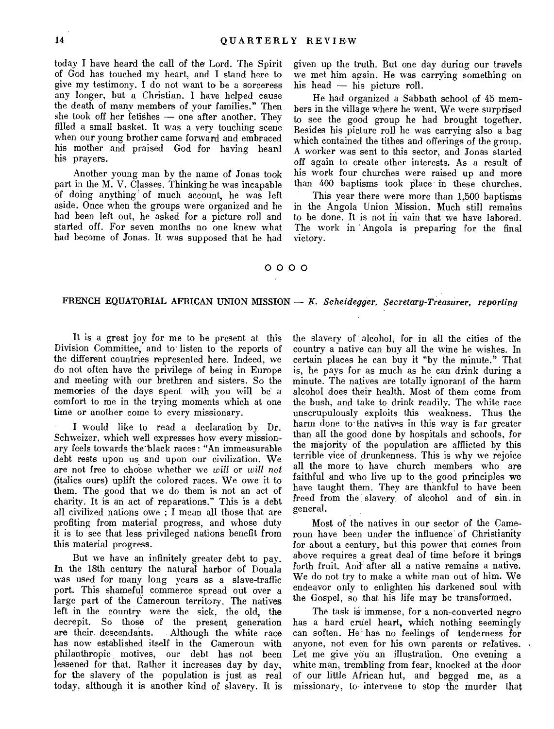today I have heard the call of the Lord. The Spirit of God has touched my heart, and I stand here to give my testimony. I do not want to be a sorceress any longer, but a Christian. I have helped cause the death of many members of your families." Then she took off her fetishes — one after another. They filled a small basket. It was a very touching scene when our young brother came forward and embraced his mother and praised God for having heard his prayers.

Another young man by the name of Jonas took part in the M. V. Classes. Thinking he was incapable of doing anything of much account, he was left aside. Once when the groups were organized and he had been left out, he asked for a picture roll and started off. For seven months no one knew what had become of Jonas. It was supposed that he had given up the truth. But one day during our travels we met him again. He was carrying something on his head — his picture roll.

He had organized a Sabbath school of 45 members in the village where he went. We were surprised to see the good group he had brought together. Besides his picture roll he was carrying also a bag which contained the tithes and offerings of the group. A worker was sent to this sector, and Jonas started off again to create other interests. As a result of his work four churches were raised up and more than 400 baptisms took place in these churches.

This year there were more than 1,500 baptisms in the Angola Union Mission. Much still remains to be done. It is not in vain that we have labored. The work in Angola is preparing for the final victory.

O O O O

## FRENCH EQUATORIAL AFRICAN UNION MISSION — *K. Scheidegger, Secretary-Treasurer, reporting*

It is a great joy for me to be present at this Division Committee, and to listen to the reports of the different countries represented here. Indeed, we do not often have the privilege of being in Europe and meeting with our brethren and sisters. So the memories of the days spent with you will be a comfort to me in the trying moments which at one time or another come to every missionary.

I would like to read a declaration by Dr. Schweizer, which well expresses how every missionary feels towards the black races: "An immeasurable debt rests upon us and upon our civilization. We are not free to choose whether we *will* or *will not* (italics ours) uplift the colored races. We owe it to them. The good that we do them is not an act of charity. It is an act of reparations." This is a debt all civilized nations owe : I mean all those that are profiting from material progress, and whose duty it is to see that less privileged nations benefit from this material progress.

But we have an infinitely greater debt to pay. In the 18th century the natural harbor of Douala was used for many long years as a slave-traffic port. This shameful commerce spread out over a large part of the Cameroun territory. The natives left in the country were the sick, the old, the decrepit. So those of the present generation are their descendants. Although the white race has now established itself in the Cameroun with philanthropic motives, our debt has not been lessened for that. Rather it increases day by day, for the slavery of the population is just as real today, although it is another kind of slavery. It is the slavery of alcohol, for in all the cities of the country a native can buy all the wine he wishes. In certain places he can buy it "by the minute." That is, he pays for as much as he can drink during a minute. The natives are totally ignorant of the harm alcohol does their health. Most of them come from the bush, and take to drink readily. The white race unscrupulously exploits this weakness. Thus the harm done to the natives in this way is far greater than all the good done by hospitals and schools, for the majority of the population are afflicted by this terrible vice of drunkenness. This is why we rejoice all the more to have church members who are faithful and who live up to the good principles we have taught them. They are thankful to have been freed from the slavery of alcohol and of sin in general.

Most of the natives in our sector of the Cameroun have been under the influence of Christianity for about a century, but this power that comes from above requires a great deal of time before it brings forth fruit. And after all a native remains a native. We do not try to make a white man out of him. We endeavor only to enlighten his darkened soul with the Gospel, so that his life may be transformed.

The task is immense, for a non-converted negro has a hard cruel heart, which nothing seemingly can soften. He has no feelings of tenderness for anyone, not even for his own parents or relatives. Let me give you an illustration. One evening a white man, trembling from fear, knocked at the door of our little African hut, and begged me, as a missionary, to intervene to stop the murder that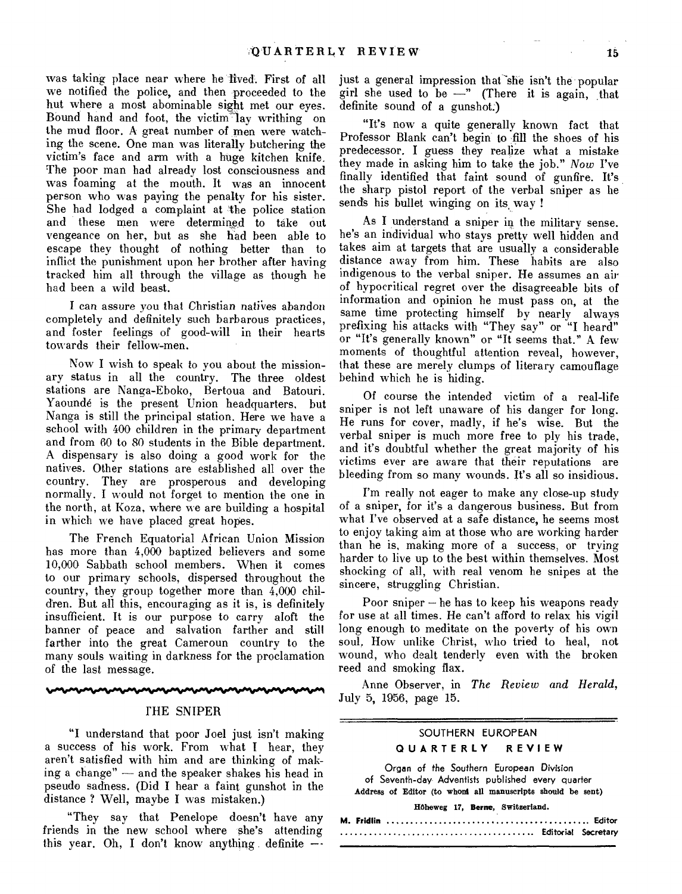was taking place near where he lived. First of all we notified the police, and then proceeded to the hut where a most abominable sight met our eyes. Bound hand and foot, the victim lay writhing on the mud floor. A great number of men were watching the scene. One man was literally butchering the victim's face and arm with a huge kitchen knife. The poor man had already lost consciousness and was foaming at the mouth. It was an innocent person who was paying the penalty for his sister. She had lodged a complaint at the police station and these men were determined to take out vengeance on her, but as she had been able to escape they thought of nothing better than to inflict the punishment upon her brother after having tracked him all through the village as though he had been a wild beast.

I can assure you that Christian natives abandon completely and definitely such barbarous practices, and foster feelings of good-will in their hearts towards their fellow-men.

Now I wish to speak to you about the missionary status in all the country. The three oldest stations are Nanga-Eboko, Bertoua and Batouri. Yaoundé is the present Union headquarters, but Nanga is still the principal station. Here we have a school with 400 children in the primary department and from 60 to 80 students in the Bible department. A dispensary is also doing a good work for the natives. Other stations are established all over the country. They are prosperous and developing normally. I would not forget to mention the one in the north, at Koza, where we are building a hospital in which we have placed great hopes.

The French Equatorial African Union Mission has more than 4,000 baptized believers and some 10,000 Sabbath school members. When it comes to our primary schools, dispersed throughout the country, they group together more than 4,000 children. But all this, encouraging as it is, is definitely insufficient. It is our purpose to carry aloft the banner of peace and salvation farther and still farther into the great Cameroun country to the many souls waiting in darkness for the proclamation of the last message.

## THE SNIPER

"I understand that poor Joel just isn't making a success of his work. From what I hear, they aren't satisfied with him and are thinking of making a change" — and the speaker shakes his head in pseudo sadness. (Did I hear a faint gunshot in the distance ? Well, maybe I was mistaken.)

"They say that Penelope doesn't have any friends in the new school where she's attending this year. Oh, I don't know anything definite — just a general impression that she isn't the popular girl she used to be —" (There it is again, that definite sound of a gunshot.)

"It's now a quite generally known fact that Professor Blank can't begin to fill the shoes of his predecessor. I guess they realize what a mistake they made in asking him to take the job." *Now* I've finally identified that faint sound of gunfire. It's the sharp pistol report of the verbal sniper as he sends his bullet winging on its way !

As I understand a sniper in the military sense, he's an individual who stays pretty well hidden and takes aim at targets that are usually a considerable distance away from him. These habits are also indigenous to the verbal sniper. He assumes an air of hypocritical regret over the disagreeable bits of information and opinion he must pass on, at the same time protecting himself by nearly always prefixing his attacks with "They say" or "I heard" or "It's generally known" or "It seems that." A few moments of thoughtful attention reveal, however, that these are merely clumps of literary camouflage behind which he is hiding.

Of course the intended victim of a real-life sniper is not left unaware of his danger for long. He runs for cover, madly, if he's wise. But the verbal sniper is much more free to ply his trade, and it's doubtful whether the great majority of his victims ever are aware that their reputations are bleeding from so many wounds. It's all so insidious.

I'm really not eager to make any close-up study of a sniper, for it's a dangerous business. But from what I've observed at a safe distance, he seems most to enjoy taking aim at those who are working harder than he is, making more of a success, or trying harder to live up to the best within themselves. Most shocking of all, with real venom he snipes at the sincere, struggling Christian.

Poor sniper – he has to keep his weapons ready for use at all times. He can't afford to relax his vigil long enough to meditate on the poverty of his own soul. How unlike Christ, who tried to heal, not wound, who dealt tenderly even with the broken reed and smoking flax.

Anne Observer, in *The Review and Herald*, July 5, 1956, page 15.

---

SOUTHERN EUROPEAN
**QUARTERLY REVIEW**

Organ of the Southern European Division of Seventh-day Adventists published every quarter

**Address of Editor (to whom all manuscripts should be sent)**

**Höheweg 17, Berne, Switzerland.**

**M. Fridlin** .......................................... Editor
.......................................... Editorial Secretary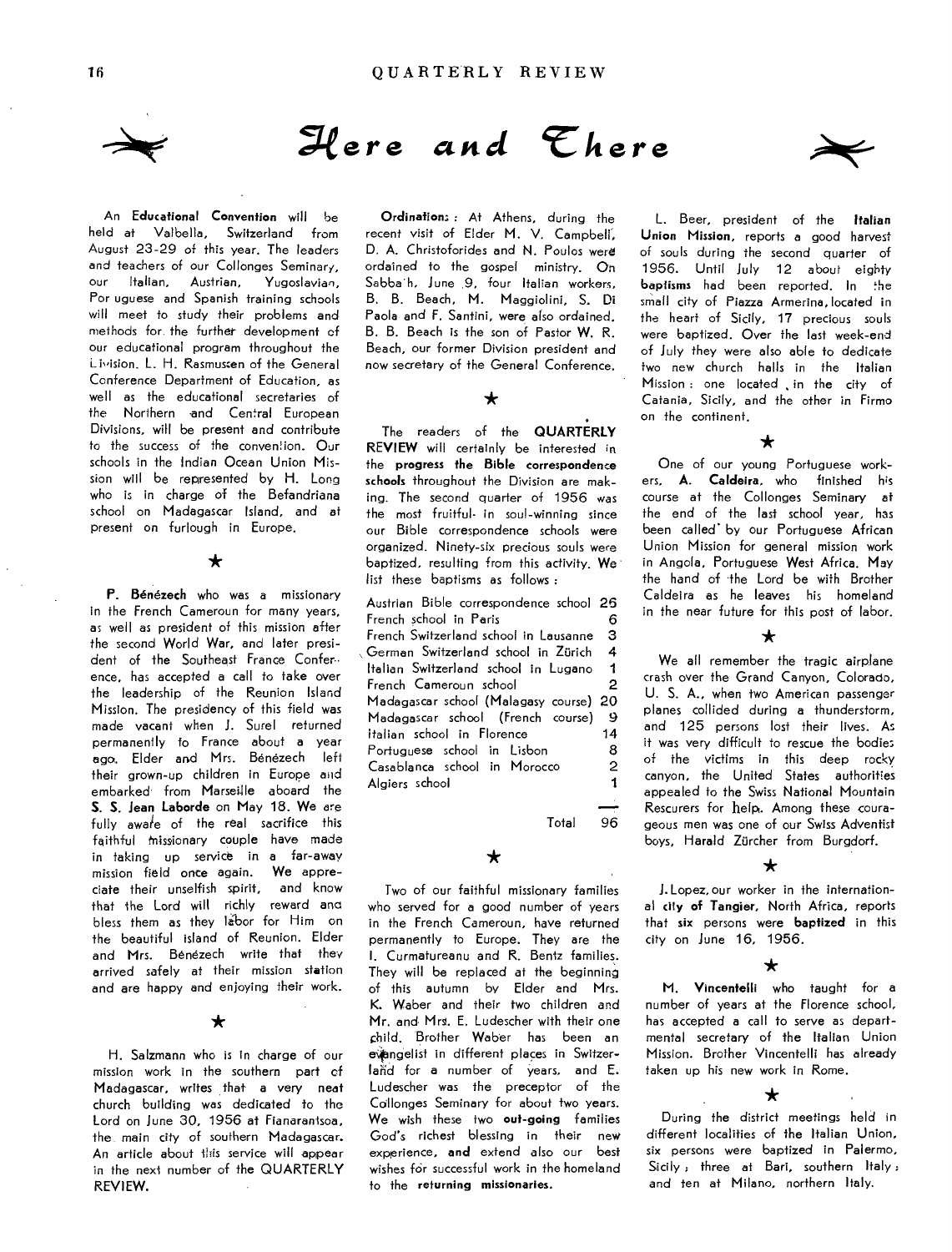# Here and There

An **Educational Convention** will be held at Valbella, Switzerland from August 23-29 of this year. The leaders and teachers of our Collonges Seminary, our Italian, Austrian, Yugoslavian, Portuguese and Spanish training schools will meet to study their problems and methods for the further development of our educational program throughout the Division. L. H. Rasmussen of the General Conference Department of Education, as well as the educational secretaries of the Northern and Central European Divisions, will be present and contribute to the success of the convention. Our schools in the Indian Ocean Union Mission will be represented by H. Long who is in charge of the Befandriana school on Madagascar Island, and at present on furlough in Europe.

★

**P. Bénézech** who was a missionary in the French Cameroun for many years, as well as president of this mission after the second World War, and later president of the Southeast France Conference, has accepted a call to take over the leadership of the Reunion Island Mission. The presidency of this field was made vacant when J. Surel returned permanently to France about a year ago. Elder and Mrs. Bénézech left their grown-up children in Europe and embarked from Marseille aboard the **S. S. Jean Laborde** on May 18. We are fully aware of the real sacrifice this faithful missionary couple have made in taking up service in a far-away mission field once again. We appreciate their unselfish spirit, and know that the Lord will richly reward and bless them as they labor for Him on the beautiful island of Reunion. Elder and Mrs. Bénézech write that they arrived safely at their mission station and are happy and enjoying their work.

★

H. Salzmann who is in charge of our mission work in the southern part of Madagascar, writes that a very neat church building was dedicated to the Lord on June 30, 1956 at Fianarantsoa, the main city of southern Madagascar. An article about this service will appear in the next number of the QUARTERLY REVIEW.

**Ordinations** : At Athens, during the recent visit of Elder M. V. Campbell, D. A. Christoforides and N. Poulos were ordained to the gospel ministry. On Sabbath, June 9, four Italian workers, B. B. Beach, M. Maggiolini, S. Di Paola and F. Santini, were also ordained. B. B. Beach is the son of Pastor W. R. Beach, our former Division president and now secretary of the General Conference.

★

The readers of the **QUARTERLY REVIEW** will certainly be interested in the **progress the Bible correspondence schools** throughout the Division are making. The second quarter of 1956 was the most fruitful in soul-winning since our Bible correspondence schools were organized. Ninety-six precious souls were baptized, resulting from this activity. We list these baptisms as follows :

| | |
|---|---|
| Austrian Bible correspondence school | 26 |
| French school in Paris | 6 |
| French Switzerland school in Lausanne | 3 |
| German Switzerland school in Zürich | 4 |
| Italian Switzerland school in Lugano | 1 |
| French Cameroun school | 2 |
| Madagascar school (Malagasy course) | 20 |
| Madagascar school (French course) | 9 |
| Italian school in Florence | 14 |
| Portuguese school in Lisbon | 8 |
| Casablanca school in Morocco | 2 |
| Algiers school | 1 |
| Total | 96 |

★

Two of our faithful missionary families who served for a good number of years in the French Cameroun, have returned permanently to Europe. They are the I. Curmatureanu and R. Bentz families. They will be replaced at the beginning of this autumn by Elder and Mrs. K. Waber and their two children and Mr. and Mrs. E. Ludescher with their one child. Brother Waber has been an evangelist in different places in Switzerland for a number of years, and E. Ludescher was the preceptor of the Collonges Seminary for about two years. We wish these two **out-going** families God's richest blessing in their new experience, **and** extend also our best wishes for successful work in the homeland to the **returning missionaries.**

L. Beer, president of the **Italian Union Mission**, reports a good harvest of souls during the second quarter of 1956. Until July 12 about eighty **baptisms** had been reported. In the small city of Piazza Armerina, located in the heart of Sicily, 17 precious souls were baptized. Over the last week-end of July they were also able to dedicate two new church halls in the Italian Mission : one located in the city of Catania, Sicily, and the other in Firmo on the continent.

★

One of our young Portuguese workers, **A. Caldeira**, who finished his course at the Collonges Seminary at the end of the last school year, has been called by our Portuguese African Union Mission for general mission work in Angola, Portuguese West Africa. May the hand of the Lord be with Brother Caldeira as he leaves his homeland in the near future for this post of labor.

★

We all remember the tragic airplane crash over the Grand Canyon, Colorado, U. S. A., when two American passenger planes collided during a thunderstorm, and 125 persons lost their lives. As it was very difficult to rescue the bodies of the victims in this deep rocky canyon, the United States authorities appealed to the Swiss National Mountain Rescurers for help. Among these courageous men was one of our Swiss Adventist boys, Harald Zürcher from Burgdorf.

★

J. Lopez, our worker in the international **city of Tangier**, North Africa, reports that **six** persons were **baptized** in this city on June 16, 1956.

★

**M. Vincentelli** who taught for a number of years at the Florence school, has accepted a call to serve as departmental secretary of the Italian Union Mission. Brother Vincentelli has already taken up his new work in Rome.

★

During the district meetings held in different localities of the Italian Union, six persons were baptized in Palermo, Sicily ; three at Bari, southern Italy ; and ten at Milano, northern Italy.